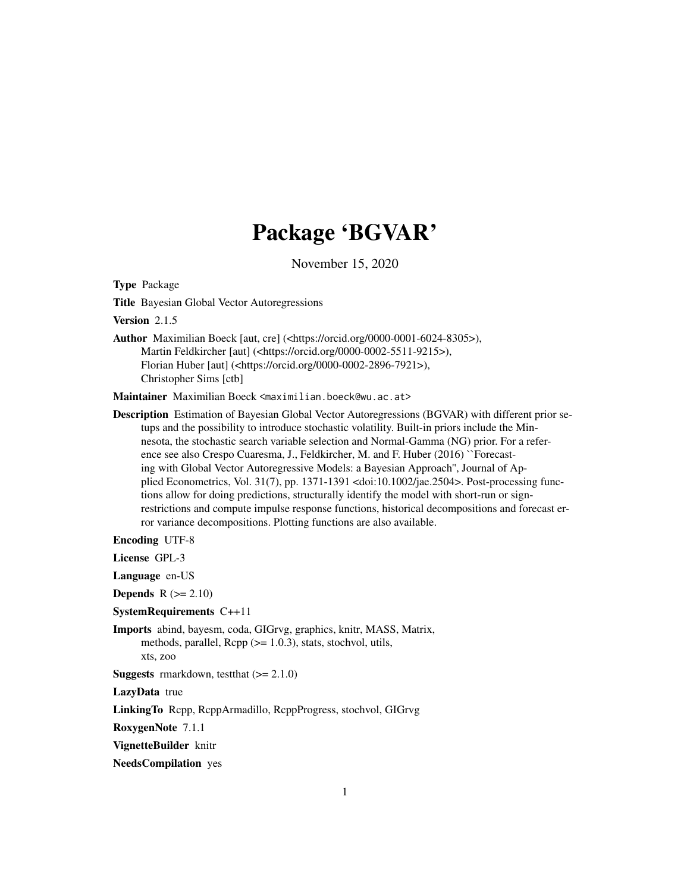# Package 'BGVAR'

November 15, 2020

**Type** Package

**Title** Bayesian Global Vector Autoregressions

**Version** 2.1.5

**Author** Maximilian Boeck [aut, cre] (<https://orcid.org/0000-0001-6024-8305>), Martin Feldkircher [aut] (<https://orcid.org/0000-0002-5511-9215>), Florian Huber [aut] (<https://orcid.org/0000-0002-2896-7921>), Christopher Sims [ctb]

**Maintainer** Maximilian Boeck <maximilian.boeck@wu.ac.at>

**Description** Estimation of Bayesian Global Vector Autoregressions (BGVAR) with different prior setups and the possibility to introduce stochastic volatility. Built-in priors include the Minnesota, the stochastic search variable selection and Normal-Gamma (NG) prior. For a reference see also Crespo Cuaresma, J., Feldkircher, M. and F. Huber (2016) ``Forecasting with Global Vector Autoregressive Models: a Bayesian Approach'', Journal of Applied Econometrics, Vol. 31(7), pp. 1371-1391 <doi:10.1002/jae.2504>. Post-processing functions allow for doing predictions, structurally identify the model with short-run or sign-restrictions and compute impulse response functions, historical decompositions and forecast error variance decompositions. Plotting functions are also available.

**Encoding** UTF-8

**License** GPL-3

**Language** en-US

**Depends** R (>= 2.10)

**SystemRequirements** C++11

**Imports** abind, bayesm, coda, GIGrvg, graphics, knitr, MASS, Matrix, methods, parallel, Rcpp (>= 1.0.3), stats, stochvol, utils, xts, zoo

**Suggests** rmarkdown, testthat (>= 2.1.0)

**LazyData** true

**LinkingTo** Rcpp, RcppArmadillo, RcppProgress, stochvol, GIGrvg

**RoxygenNote** 7.1.1

**VignetteBuilder** knitr

**NeedsCompilation** yes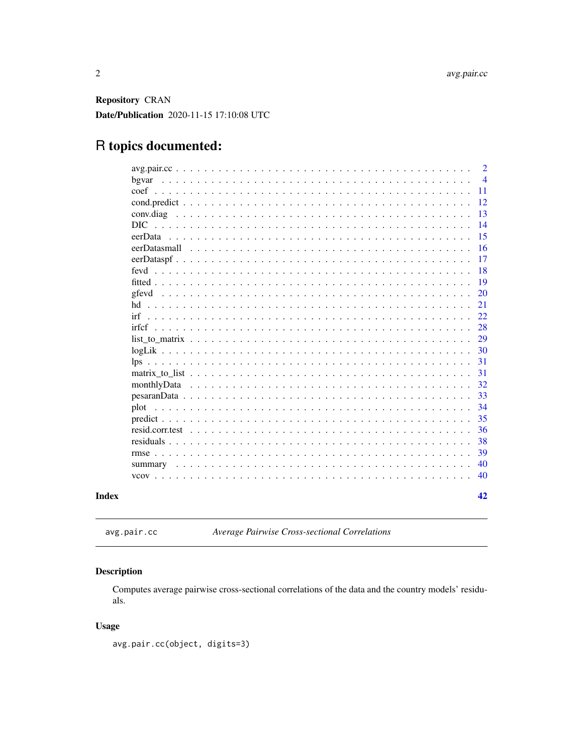**Repository** CRAN

**Date/Publication** 2020-11-15 17:10:08 UTC

# R topics documented:

| | |
|---|---|
| avg.pair.cc | 2 |
| bgvar | 4 |
| coef | 11 |
| cond.predict | 12 |
| conv.diag | 13 |
| DIC | 14 |
| eerData | 15 |
| eerDatasmall | 16 |
| eerDataspf | 17 |
| fevd | 18 |
| fitted | 19 |
| gfevd | 20 |
| hd | 21 |
| irf | 22 |
| irfcf | 28 |
| list_to_matrix | 29 |
| logLik | 30 |
| lps | 31 |
| matrix_to_list | 31 |
| monthlyData | 32 |
| pesaranData | 33 |
| plot | 34 |
| predict | 35 |
| resid.corr.test | 36 |
| residuals | 38 |
| rmse | 39 |
| summary | 40 |
| vcov | 40 |

**Index** 42

---

## avg.pair.cc — *Average Pairwise Cross-sectional Correlations*

### Description

Computes average pairwise cross-sectional correlations of the data and the country models' residuals.

### Usage

```
avg.pair.cc(object, digits=3)
```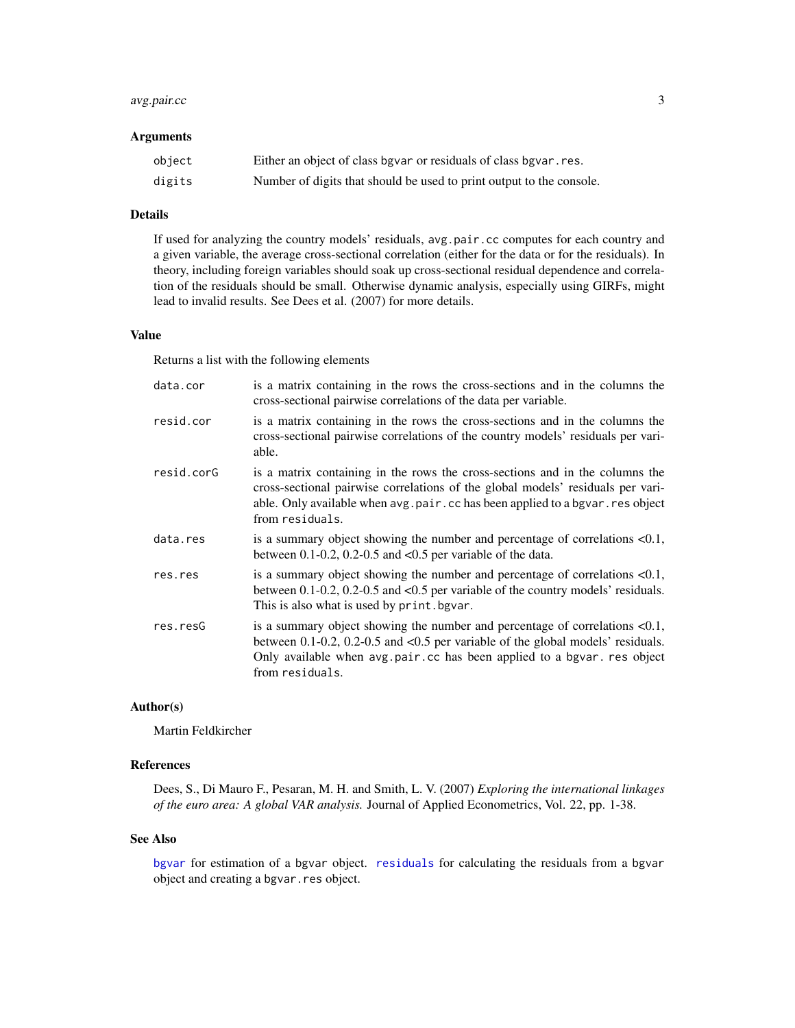### Arguments

| | |
|---|---|
| `object` | Either an object of class `bgvar` or residuals of class `bgvar.res`. |
| `digits` | Number of digits that should be used to print output to the console. |

### Details

If used for analyzing the country models' residuals, `avg.pair.cc` computes for each country and a given variable, the average cross-sectional correlation (either for the data or for the residuals). In theory, including foreign variables should soak up cross-sectional residual dependence and correlation of the residuals should be small. Otherwise dynamic analysis, especially using GIRFs, might lead to invalid results. See Dees et al. (2007) for more details.

### Value

Returns a list with the following elements

| | |
|---|---|
| `data.cor` | is a matrix containing in the rows the cross-sections and in the columns the cross-sectional pairwise correlations of the data per variable. |
| `resid.cor` | is a matrix containing in the rows the cross-sections and in the columns the cross-sectional pairwise correlations of the country models' residuals per variable. |
| `resid.corG` | is a matrix containing in the rows the cross-sections and in the columns the cross-sectional pairwise correlations of the global models' residuals per variable. Only available when `avg.pair.cc` has been applied to a `bgvar.res` object from `residuals`. |
| `data.res` | is a summary object showing the number and percentage of correlations <0.1, between 0.1-0.2, 0.2-0.5 and <0.5 per variable of the data. |
| `res.res` | is a summary object showing the number and percentage of correlations <0.1, between 0.1-0.2, 0.2-0.5 and <0.5 per variable of the country models' residuals. This is also what is used by `print.bgvar`. |
| `res.resG` | is a summary object showing the number and percentage of correlations <0.1, between 0.1-0.2, 0.2-0.5 and <0.5 per variable of the global models' residuals. Only available when `avg.pair.cc` has been applied to a `bgvar. res` object from `residuals`. |

### Author(s)

Martin Feldkircher

### References

Dees, S., Di Mauro F., Pesaran, M. H. and Smith, L. V. (2007) *Exploring the international linkages of the euro area: A global VAR analysis.* Journal of Applied Econometrics, Vol. 22, pp. 1-38.

### See Also

`bgvar` for estimation of a `bgvar` object. `residuals` for calculating the residuals from a `bgvar` object and creating a `bgvar.res` object.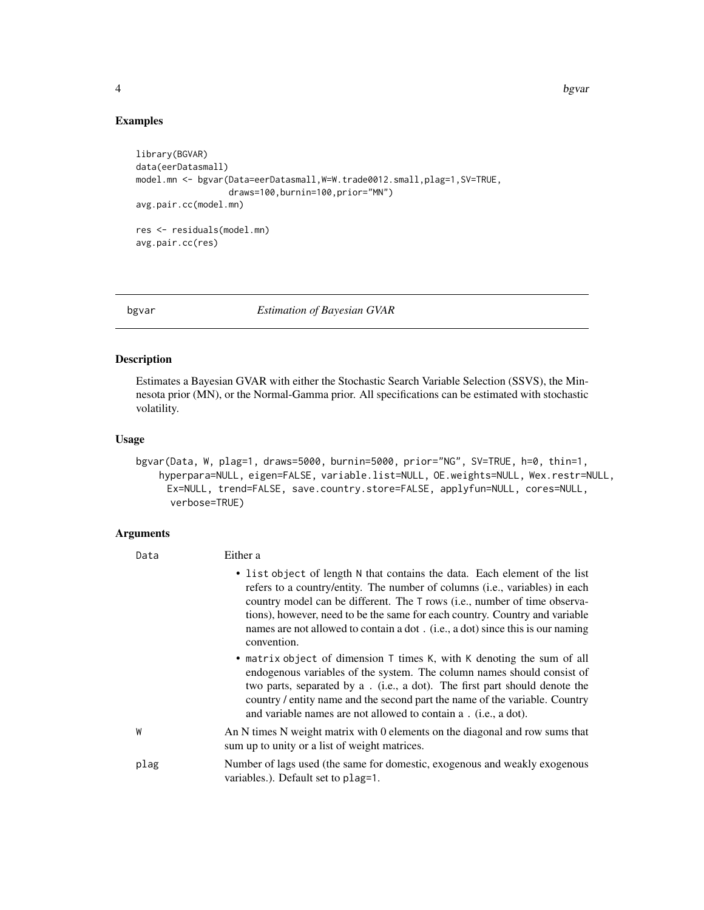## Examples

```
library(BGVAR)
data(eerDatasmall)
model.mn <- bgvar(Data=eerDatasmall,W=W.trade0012.small,plag=1,SV=TRUE,
                  draws=100,burnin=100,prior="MN")
avg.pair.cc(model.mn)

res <- residuals(model.mn)
avg.pair.cc(res)
```

---

# bgvar — *Estimation of Bayesian GVAR*

## Description

Estimates a Bayesian GVAR with either the Stochastic Search Variable Selection (SSVS), the Minnesota prior (MN), or the Normal-Gamma prior. All specifications can be estimated with stochastic volatility.

## Usage

```
bgvar(Data, W, plag=1, draws=5000, burnin=5000, prior="NG", SV=TRUE, h=0, thin=1,
    hyperpara=NULL, eigen=FALSE, variable.list=NULL, OE.weights=NULL, Wex.restr=NULL,
     Ex=NULL, trend=FALSE, save.country.store=FALSE, applyfun=NULL, cores=NULL,
      verbose=TRUE)
```

## Arguments

| | |
|---|---|
| `Data` | Either a<br>• `list` object of length `N` that contains the data. Each element of the list refers to a country/entity. The number of columns (i.e., variables) in each country model can be different. The `T` rows (i.e., number of time observations), however, need to be the same for each country. Country and variable names are not allowed to contain a dot `.` (i.e., a dot) since this is our naming convention.<br>• `matrix` object of dimension `T` times `K`, with `K` denoting the sum of all endogenous variables of the system. The column names should consist of two parts, separated by a `.` (i.e., a dot). The first part should denote the country / entity name and the second part the name of the variable. Country and variable names are not allowed to contain a `.` (i.e., a dot). |
| `W` | An N times N weight matrix with 0 elements on the diagonal and row sums that sum up to unity or a list of weight matrices. |
| `plag` | Number of lags used (the same for domestic, exogenous and weakly exogenous variables.). Default set to `plag=1`. |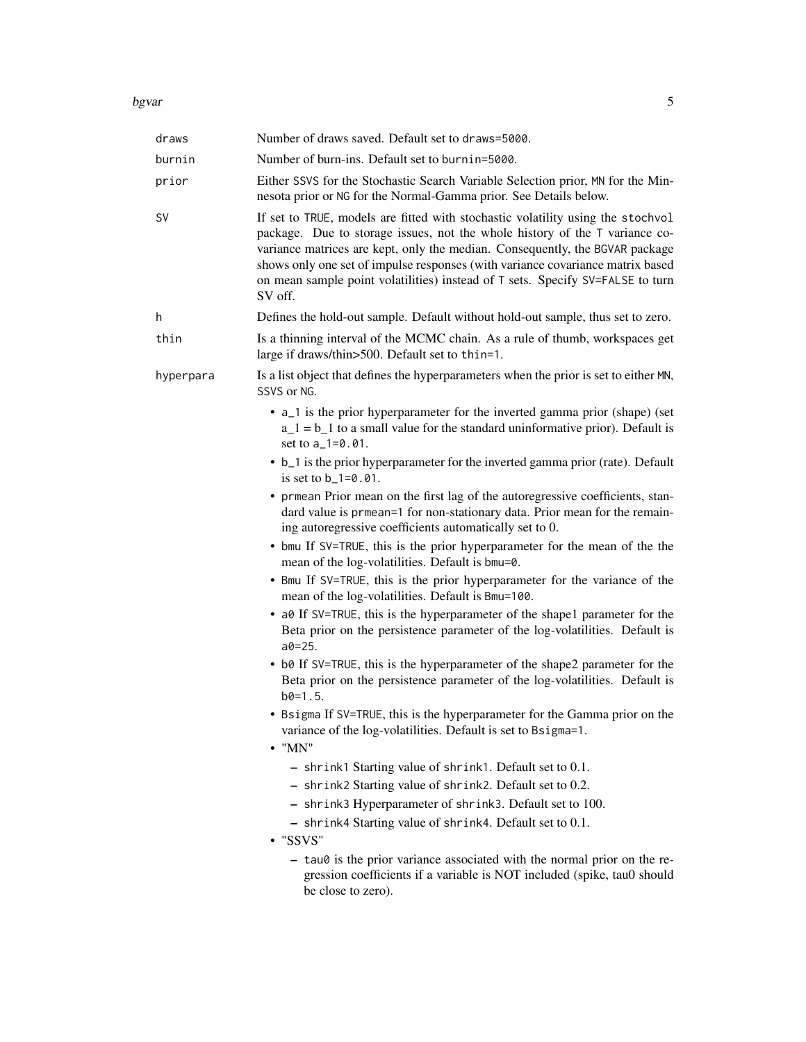draws
: Number of draws saved. Default set to `draws=5000`.

burnin
: Number of burn-ins. Default set to `burnin=5000`.

prior
: Either `SSVS` for the Stochastic Search Variable Selection prior, `MN` for the Minnesota prior or `NG` for the Normal-Gamma prior. See Details below.

SV
: If set to `TRUE`, models are fitted with stochastic volatility using the `stochvol` package. Due to storage issues, not the whole history of the `T` variance covariance matrices are kept, only the median. Consequently, the `BGVAR` package shows only one set of impulse responses (with variance covariance matrix based on mean sample point volatilities) instead of `T` sets. Specify `SV=FALSE` to turn SV off.

h
: Defines the hold-out sample. Default without hold-out sample, thus set to zero.

thin
: Is a thinning interval of the MCMC chain. As a rule of thumb, workspaces get large if draws/thin>500. Default set to `thin=1`.

hyperpara
: Is a list object that defines the hyperparameters when the prior is set to either `MN`, `SSVS` or `NG`.

- `a_1` is the prior hyperparameter for the inverted gamma prior (shape) (set a_1 = b_1 to a small value for the standard uninformative prior). Default is set to `a_1=0.01`.
- `b_1` is the prior hyperparameter for the inverted gamma prior (rate). Default is set to `b_1=0.01`.
- `prmean` Prior mean on the first lag of the autoregressive coefficients, standard value is `prmean=1` for non-stationary data. Prior mean for the remaining autoregressive coefficients automatically set to 0.
- `bmu` If `SV=TRUE`, this is the prior hyperparameter for the mean of the the mean of the log-volatilities. Default is `bmu=0`.
- `Bmu` If `SV=TRUE`, this is the prior hyperparameter for the variance of the mean of the log-volatilities. Default is `Bmu=100`.
- `a0` If `SV=TRUE`, this is the hyperparameter of the shape1 parameter for the Beta prior on the persistence parameter of the log-volatilities. Default is `a0=25`.
- `b0` If `SV=TRUE`, this is the hyperparameter of the shape2 parameter for the Beta prior on the persistence parameter of the log-volatilities. Default is `b0=1.5`.
- `Bsigma` If `SV=TRUE`, this is the hyperparameter for the Gamma prior on the variance of the log-volatilities. Default is set to `Bsigma=1`.
- "MN"
  - `shrink1` Starting value of `shrink1`. Default set to 0.1.
  - `shrink2` Starting value of `shrink2`. Default set to 0.2.
  - `shrink3` Hyperparameter of `shrink3`. Default set to 100.
  - `shrink4` Starting value of `shrink4`. Default set to 0.1.
- "SSVS"
  - `tau0` is the prior variance associated with the normal prior on the regression coefficients if a variable is NOT included (spike, tau0 should be close to zero).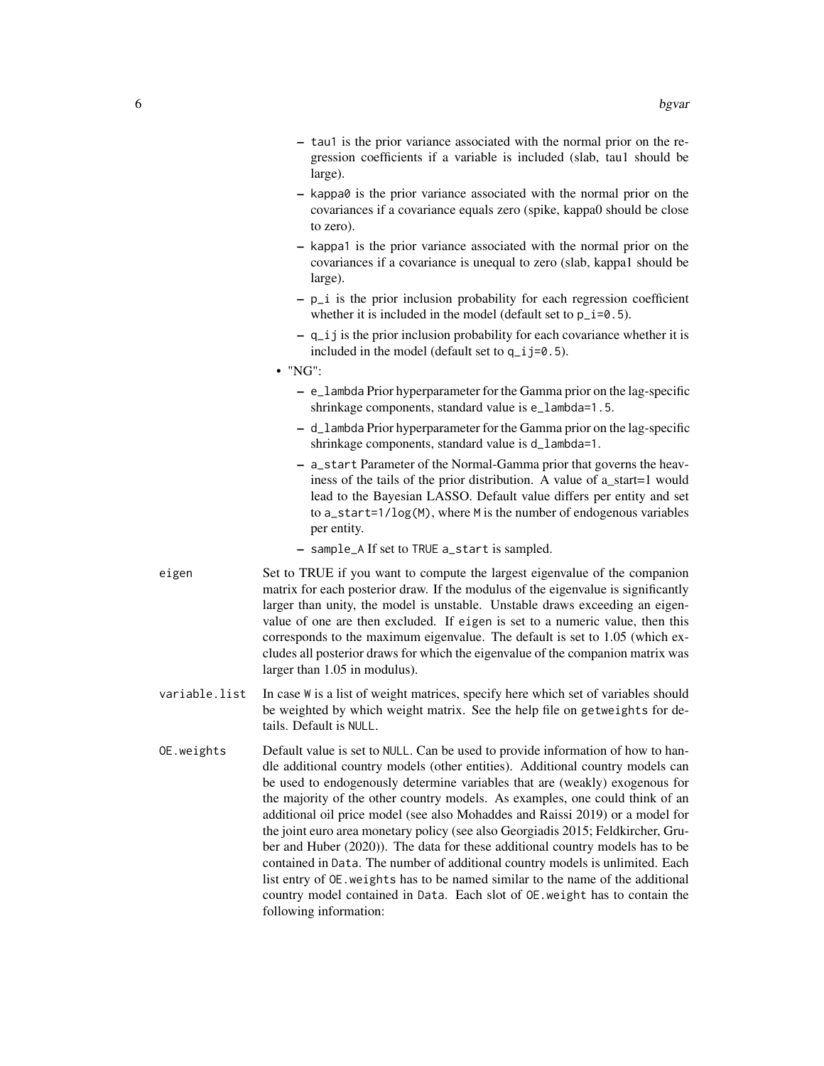- tau1 is the prior variance associated with the normal prior on the regression coefficients if a variable is included (slab, tau1 should be large).
- kappa0 is the prior variance associated with the normal prior on the covariances if a covariance equals zero (spike, kappa0 should be close to zero).
- kappa1 is the prior variance associated with the normal prior on the covariances if a covariance is unequal to zero (slab, kappa1 should be large).
- p_i is the prior inclusion probability for each regression coefficient whether it is included in the model (default set to p_i=0.5).
- q_ij is the prior inclusion probability for each covariance whether it is included in the model (default set to q_ij=0.5).

- "NG":
  - e_lambda Prior hyperparameter for the Gamma prior on the lag-specific shrinkage components, standard value is e_lambda=1.5.
  - d_lambda Prior hyperparameter for the Gamma prior on the lag-specific shrinkage components, standard value is d_lambda=1.
  - a_start Parameter of the Normal-Gamma prior that governs the heaviness of the tails of the prior distribution. A value of a_start=1 would lead to the Bayesian LASSO. Default value differs per entity and set to a_start=1/log(M), where M is the number of endogenous variables per entity.
  - sample_A If set to TRUE a_start is sampled.

eigen
: Set to TRUE if you want to compute the largest eigenvalue of the companion matrix for each posterior draw. If the modulus of the eigenvalue is significantly larger than unity, the model is unstable. Unstable draws exceeding an eigenvalue of one are then excluded. If eigen is set to a numeric value, then this corresponds to the maximum eigenvalue. The default is set to 1.05 (which excludes all posterior draws for which the eigenvalue of the companion matrix was larger than 1.05 in modulus).

variable.list
: In case W is a list of weight matrices, specify here which set of variables should be weighted by which weight matrix. See the help file on getweights for details. Default is NULL.

OE.weights
: Default value is set to NULL. Can be used to provide information of how to handle additional country models (other entities). Additional country models can be used to endogenously determine variables that are (weakly) exogenous for the majority of the other country models. As examples, one could think of an additional oil price model (see also Mohaddes and Raissi 2019) or a model for the joint euro area monetary policy (see also Georgiadis 2015; Feldkircher, Gruber and Huber (2020)). The data for these additional country models has to be contained in Data. The number of additional country models is unlimited. Each list entry of OE.weights has to be named similar to the name of the additional country model contained in Data. Each slot of OE.weight has to contain the following information: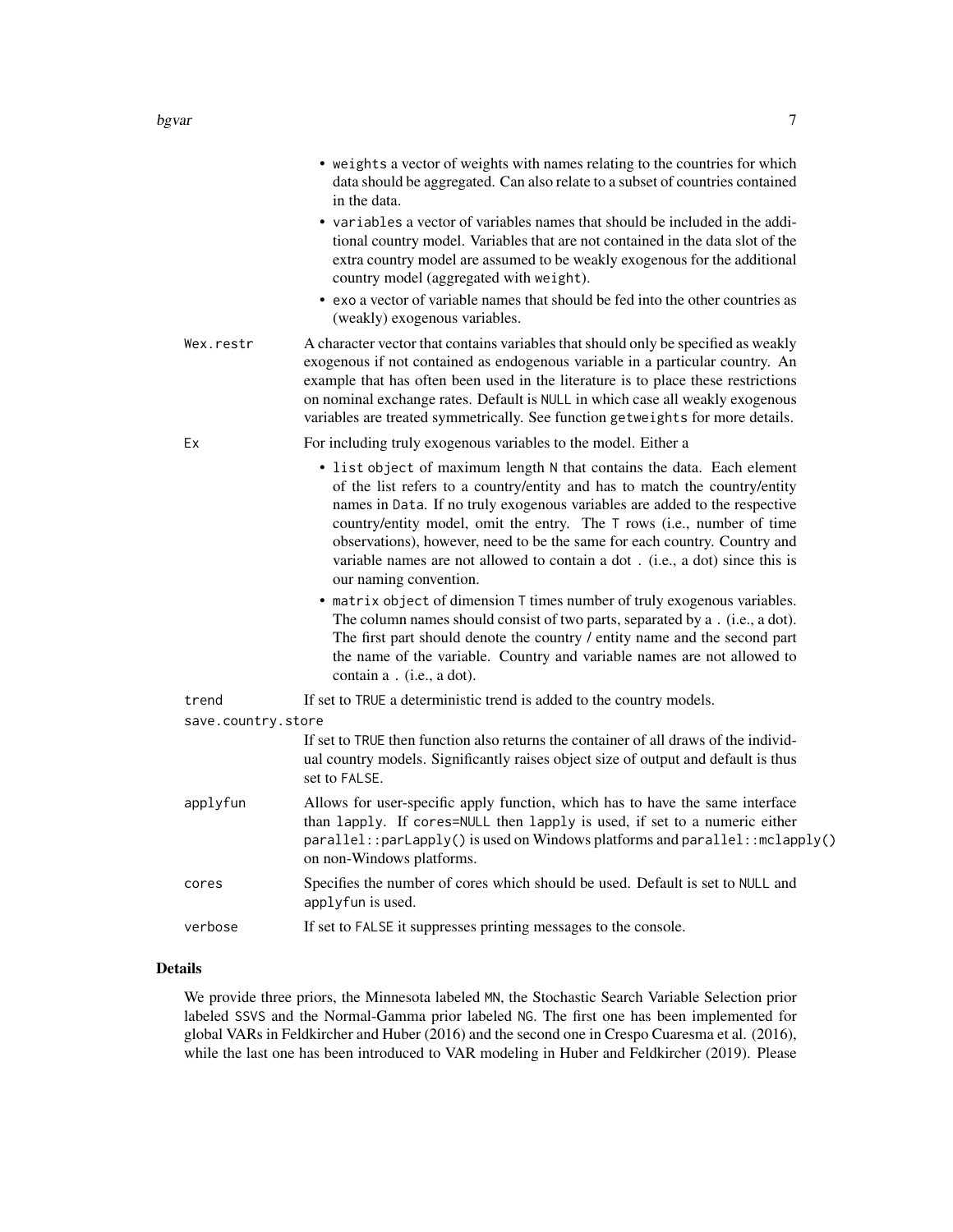- `weights` a vector of weights with names relating to the countries for which data should be aggregated. Can also relate to a subset of countries contained in the data.
- `variables` a vector of variables names that should be included in the additional country model. Variables that are not contained in the data slot of the extra country model are assumed to be weakly exogenous for the additional country model (aggregated with `weight`).
- `exo` a vector of variable names that should be fed into the other countries as (weakly) exogenous variables.

`Wex.restr`
: A character vector that contains variables that should only be specified as weakly exogenous if not contained as endogenous variable in a particular country. An example that has often been used in the literature is to place these restrictions on nominal exchange rates. Default is `NULL` in which case all weakly exogenous variables are treated symmetrically. See function `getweights` for more details.

`Ex`
: For including truly exogenous variables to the model. Either a

- `list` object of maximum length `N` that contains the data. Each element of the list refers to a country/entity and has to match the country/entity names in `Data`. If no truly exogenous variables are added to the respective country/entity model, omit the entry. The `T` rows (i.e., number of time observations), however, need to be the same for each country. Country and variable names are not allowed to contain a dot `.` (i.e., a dot) since this is our naming convention.
- `matrix` object of dimension `T` times number of truly exogenous variables. The column names should consist of two parts, separated by a `.` (i.e., a dot). The first part should denote the country / entity name and the second part the name of the variable. Country and variable names are not allowed to contain a `.` (i.e., a dot).

`trend`
: If set to `TRUE` a deterministic trend is added to the country models.

`save.country.store`
: If set to `TRUE` then function also returns the container of all draws of the individual country models. Significantly raises object size of output and default is thus set to `FALSE`.

`applyfun`
: Allows for user-specific apply function, which has to have the same interface than `lapply`. If `cores=NULL` then `lapply` is used, if set to a numeric either `parallel::parLapply()` is used on Windows platforms and `parallel::mclapply()` on non-Windows platforms.

`cores`
: Specifies the number of cores which should be used. Default is set to `NULL` and `applyfun` is used.

`verbose`
: If set to `FALSE` it suppresses printing messages to the console.

## Details

We provide three priors, the Minnesota labeled `MN`, the Stochastic Search Variable Selection prior labeled `SSVS` and the Normal-Gamma prior labeled `NG`. The first one has been implemented for global VARs in Feldkircher and Huber (2016) and the second one in Crespo Cuaresma et al. (2016), while the last one has been introduced to VAR modeling in Huber and Feldkircher (2019). Please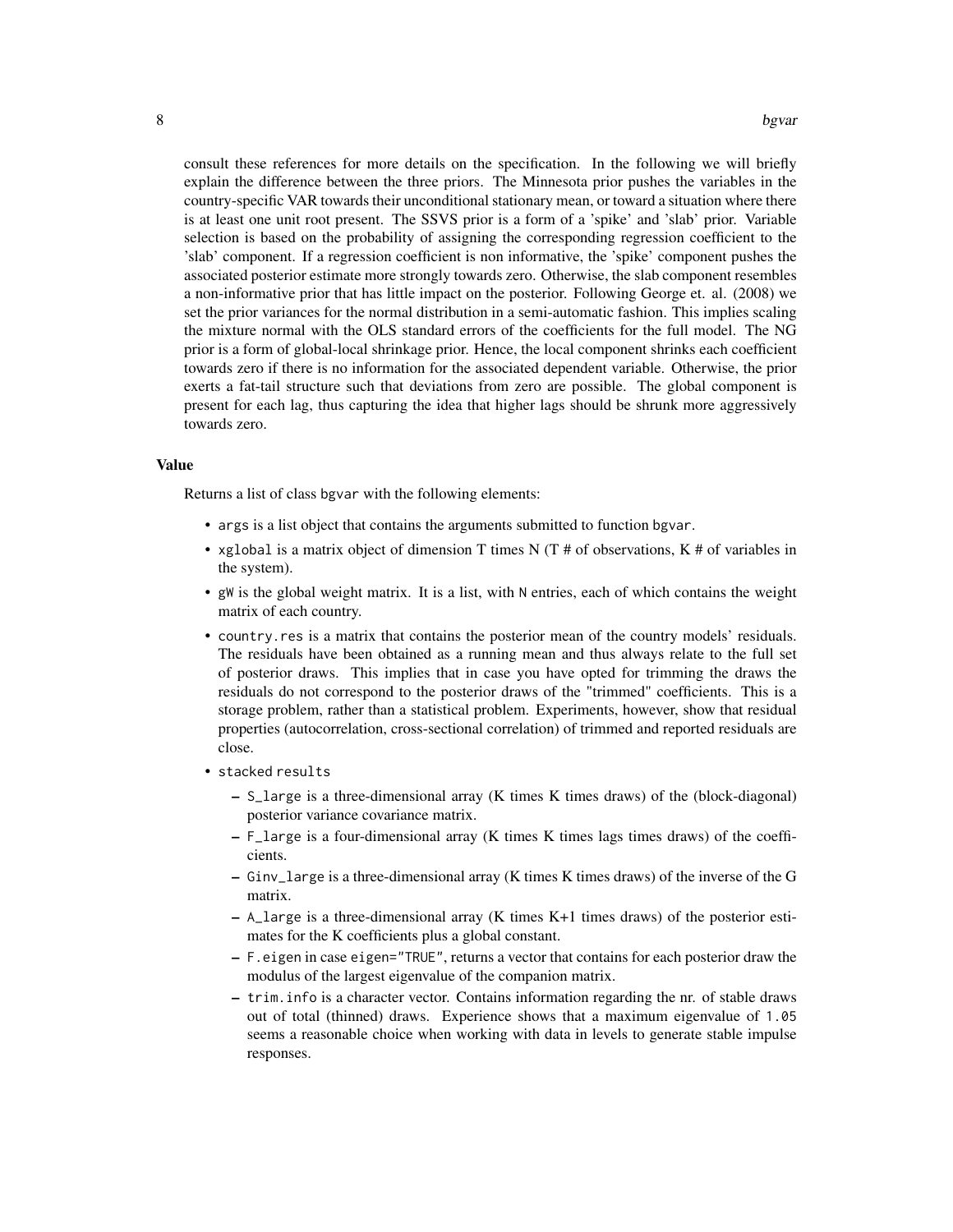consult these references for more details on the specification. In the following we will briefly explain the difference between the three priors. The Minnesota prior pushes the variables in the country-specific VAR towards their unconditional stationary mean, or toward a situation where there is at least one unit root present. The SSVS prior is a form of a 'spike' and 'slab' prior. Variable selection is based on the probability of assigning the corresponding regression coefficient to the 'slab' component. If a regression coefficient is non informative, the 'spike' component pushes the associated posterior estimate more strongly towards zero. Otherwise, the slab component resembles a non-informative prior that has little impact on the posterior. Following George et. al. (2008) we set the prior variances for the normal distribution in a semi-automatic fashion. This implies scaling the mixture normal with the OLS standard errors of the coefficients for the full model. The NG prior is a form of global-local shrinkage prior. Hence, the local component shrinks each coefficient towards zero if there is no information for the associated dependent variable. Otherwise, the prior exerts a fat-tail structure such that deviations from zero are possible. The global component is present for each lag, thus capturing the idea that higher lags should be shrunk more aggressively towards zero.

### Value

Returns a list of class `bgvar` with the following elements:

- `args` is a list object that contains the arguments submitted to function `bgvar`.
- `xglobal` is a matrix object of dimension T times N (T # of observations, K # of variables in the system).
- `gW` is the global weight matrix. It is a list, with `N` entries, each of which contains the weight matrix of each country.
- `country.res` is a matrix that contains the posterior mean of the country models' residuals. The residuals have been obtained as a running mean and thus always relate to the full set of posterior draws. This implies that in case you have opted for trimming the draws the residuals do not correspond to the posterior draws of the "trimmed" coefficients. This is a storage problem, rather than a statistical problem. Experiments, however, show that residual properties (autocorrelation, cross-sectional correlation) of trimmed and reported residuals are close.
- `stacked results`
  - `S_large` is a three-dimensional array (K times K times draws) of the (block-diagonal) posterior variance covariance matrix.
  - `F_large` is a four-dimensional array (K times K times lags times draws) of the coefficients.
  - `Ginv_large` is a three-dimensional array (K times K times draws) of the inverse of the G matrix.
  - `A_large` is a three-dimensional array (K times K+1 times draws) of the posterior estimates for the K coefficients plus a global constant.
  - `F.eigen` in case `eigen="TRUE"`, returns a vector that contains for each posterior draw the modulus of the largest eigenvalue of the companion matrix.
  - `trim.info` is a character vector. Contains information regarding the nr. of stable draws out of total (thinned) draws. Experience shows that a maximum eigenvalue of `1.05` seems a reasonable choice when working with data in levels to generate stable impulse responses.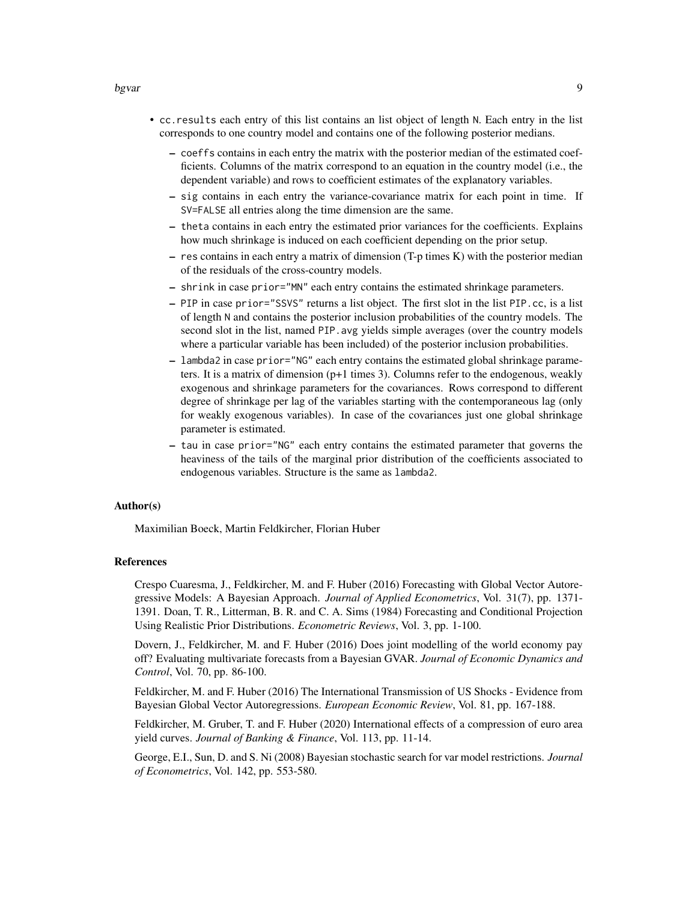- `cc.results` each entry of this list contains an list object of length `N`. Each entry in the list corresponds to one country model and contains one of the following posterior medians.
  - `coeffs` contains in each entry the matrix with the posterior median of the estimated coefficients. Columns of the matrix correspond to an equation in the country model (i.e., the dependent variable) and rows to coefficient estimates of the explanatory variables.
  - `sig` contains in each entry the variance-covariance matrix for each point in time. If `SV=FALSE` all entries along the time dimension are the same.
  - `theta` contains in each entry the estimated prior variances for the coefficients. Explains how much shrinkage is induced on each coefficient depending on the prior setup.
  - `res` contains in each entry a matrix of dimension (T-p times K) with the posterior median of the residuals of the cross-country models.
  - `shrink` in case `prior="MN"` each entry contains the estimated shrinkage parameters.
  - `PIP` in case `prior="SSVS"` returns a list object. The first slot in the list `PIP.cc`, is a list of length `N` and contains the posterior inclusion probabilities of the country models. The second slot in the list, named `PIP.avg` yields simple averages (over the country models where a particular variable has been included) of the posterior inclusion probabilities.
  - `lambda2` in case `prior="NG"` each entry contains the estimated global shrinkage parameters. It is a matrix of dimension (p+1 times 3). Columns refer to the endogenous, weakly exogenous and shrinkage parameters for the covariances. Rows correspond to different degree of shrinkage per lag of the variables starting with the contemporaneous lag (only for weakly exogenous variables). In case of the covariances just one global shrinkage parameter is estimated.
  - `tau` in case `prior="NG"` each entry contains the estimated parameter that governs the heaviness of the tails of the marginal prior distribution of the coefficients associated to endogenous variables. Structure is the same as `lambda2`.

## Author(s)

Maximilian Boeck, Martin Feldkircher, Florian Huber

## References

Crespo Cuaresma, J., Feldkircher, M. and F. Huber (2016) Forecasting with Global Vector Autoregressive Models: A Bayesian Approach. *Journal of Applied Econometrics*, Vol. 31(7), pp. 1371-1391. Doan, T. R., Litterman, B. R. and C. A. Sims (1984) Forecasting and Conditional Projection Using Realistic Prior Distributions. *Econometric Reviews*, Vol. 3, pp. 1-100.

Dovern, J., Feldkircher, M. and F. Huber (2016) Does joint modelling of the world economy pay off? Evaluating multivariate forecasts from a Bayesian GVAR. *Journal of Economic Dynamics and Control*, Vol. 70, pp. 86-100.

Feldkircher, M. and F. Huber (2016) The International Transmission of US Shocks - Evidence from Bayesian Global Vector Autoregressions. *European Economic Review*, Vol. 81, pp. 167-188.

Feldkircher, M. Gruber, T. and F. Huber (2020) International effects of a compression of euro area yield curves. *Journal of Banking & Finance*, Vol. 113, pp. 11-14.

George, E.I., Sun, D. and S. Ni (2008) Bayesian stochastic search for var model restrictions. *Journal of Econometrics*, Vol. 142, pp. 553-580.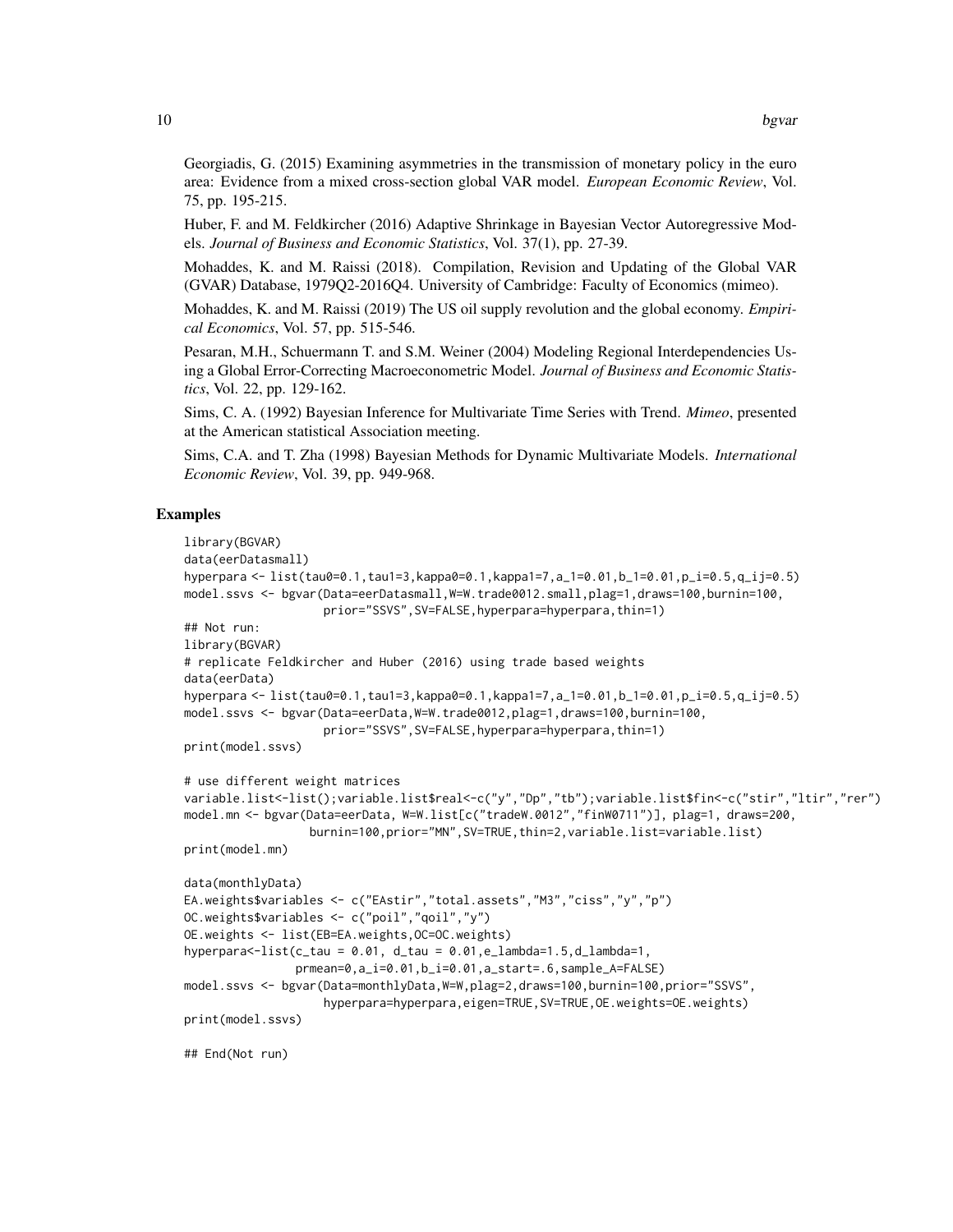Georgiadis, G. (2015) Examining asymmetries in the transmission of monetary policy in the euro area: Evidence from a mixed cross-section global VAR model. *European Economic Review*, Vol. 75, pp. 195-215.

Huber, F. and M. Feldkircher (2016) Adaptive Shrinkage in Bayesian Vector Autoregressive Models. *Journal of Business and Economic Statistics*, Vol. 37(1), pp. 27-39.

Mohaddes, K. and M. Raissi (2018). Compilation, Revision and Updating of the Global VAR (GVAR) Database, 1979Q2-2016Q4. University of Cambridge: Faculty of Economics (mimeo).

Mohaddes, K. and M. Raissi (2019) The US oil supply revolution and the global economy. *Empirical Economics*, Vol. 57, pp. 515-546.

Pesaran, M.H., Schuermann T. and S.M. Weiner (2004) Modeling Regional Interdependencies Using a Global Error-Correcting Macroeconometric Model. *Journal of Business and Economic Statistics*, Vol. 22, pp. 129-162.

Sims, C. A. (1992) Bayesian Inference for Multivariate Time Series with Trend. *Mimeo*, presented at the American statistical Association meeting.

Sims, C.A. and T. Zha (1998) Bayesian Methods for Dynamic Multivariate Models. *International Economic Review*, Vol. 39, pp. 949-968.

## Examples

```
library(BGVAR)
data(eerDatasmall)
hyperpara <- list(tau0=0.1,tau1=3,kappa0=0.1,kappa1=7,a_1=0.01,b_1=0.01,p_i=0.5,q_ij=0.5)
model.ssvs <- bgvar(Data=eerDatasmall,W=W.trade0012.small,plag=1,draws=100,burnin=100,
                    prior="SSVS",SV=FALSE,hyperpara=hyperpara,thin=1)
## Not run:
library(BGVAR)
# replicate Feldkircher and Huber (2016) using trade based weights
data(eerData)
hyperpara <- list(tau0=0.1,tau1=3,kappa0=0.1,kappa1=7,a_1=0.01,b_1=0.01,p_i=0.5,q_ij=0.5)
model.ssvs <- bgvar(Data=eerData,W=W.trade0012,plag=1,draws=100,burnin=100,
                    prior="SSVS",SV=FALSE,hyperpara=hyperpara,thin=1)
print(model.ssvs)

# use different weight matrices
variable.list<-list();variable.list$real<-c("y","Dp","tb");variable.list$fin<-c("stir","ltir","rer")
model.mn <- bgvar(Data=eerData, W=W.list[c("tradeW.0012","finW0711")], plag=1, draws=200,
                  burnin=100,prior="MN",SV=TRUE,thin=2,variable.list=variable.list)
print(model.mn)

data(monthlyData)
EA.weights$variables <- c("EAstir","total.assets","M3","ciss","y","p")
OC.weights$variables <- c("poil","qoil","y")
OE.weights <- list(EB=EA.weights,OC=OC.weights)
hyperpara<-list(c_tau = 0.01, d_tau = 0.01,e_lambda=1.5,d_lambda=1,
                prmean=0,a_i=0.01,b_i=0.01,a_start=.6,sample_A=FALSE)
model.ssvs <- bgvar(Data=monthlyData,W=W,plag=2,draws=100,burnin=100,prior="SSVS",
                    hyperpara=hyperpara,eigen=TRUE,SV=TRUE,OE.weights=OE.weights)
print(model.ssvs)

## End(Not run)
```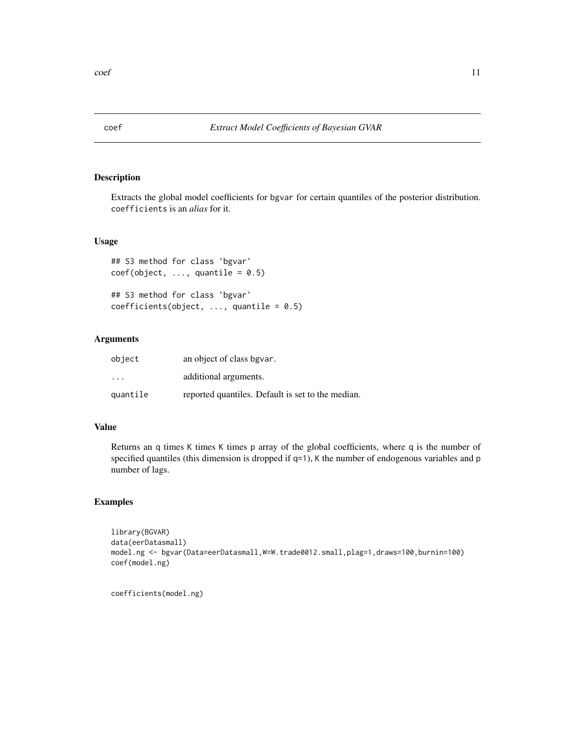# coef — *Extract Model Coefficients of Bayesian GVAR*

## Description

Extracts the global model coefficients for bgvar for certain quantiles of the posterior distribution. coefficients is an *alias* for it.

## Usage

```
## S3 method for class 'bgvar'
coef(object, ..., quantile = 0.5)

## S3 method for class 'bgvar'
coefficients(object, ..., quantile = 0.5)
```

## Arguments

| | |
|---|---|
| object | an object of class bgvar. |
| ... | additional arguments. |
| quantile | reported quantiles. Default is set to the median. |

## Value

Returns an q times K times K times p array of the global coefficients, where q is the number of specified quantiles (this dimension is dropped if q=1), K the number of endogenous variables and p number of lags.

## Examples

```
library(BGVAR)
data(eerDatasmall)
model.ng <- bgvar(Data=eerDatasmall,W=W.trade0012.small,plag=1,draws=100,burnin=100)
coef(model.ng)


coefficients(model.ng)
```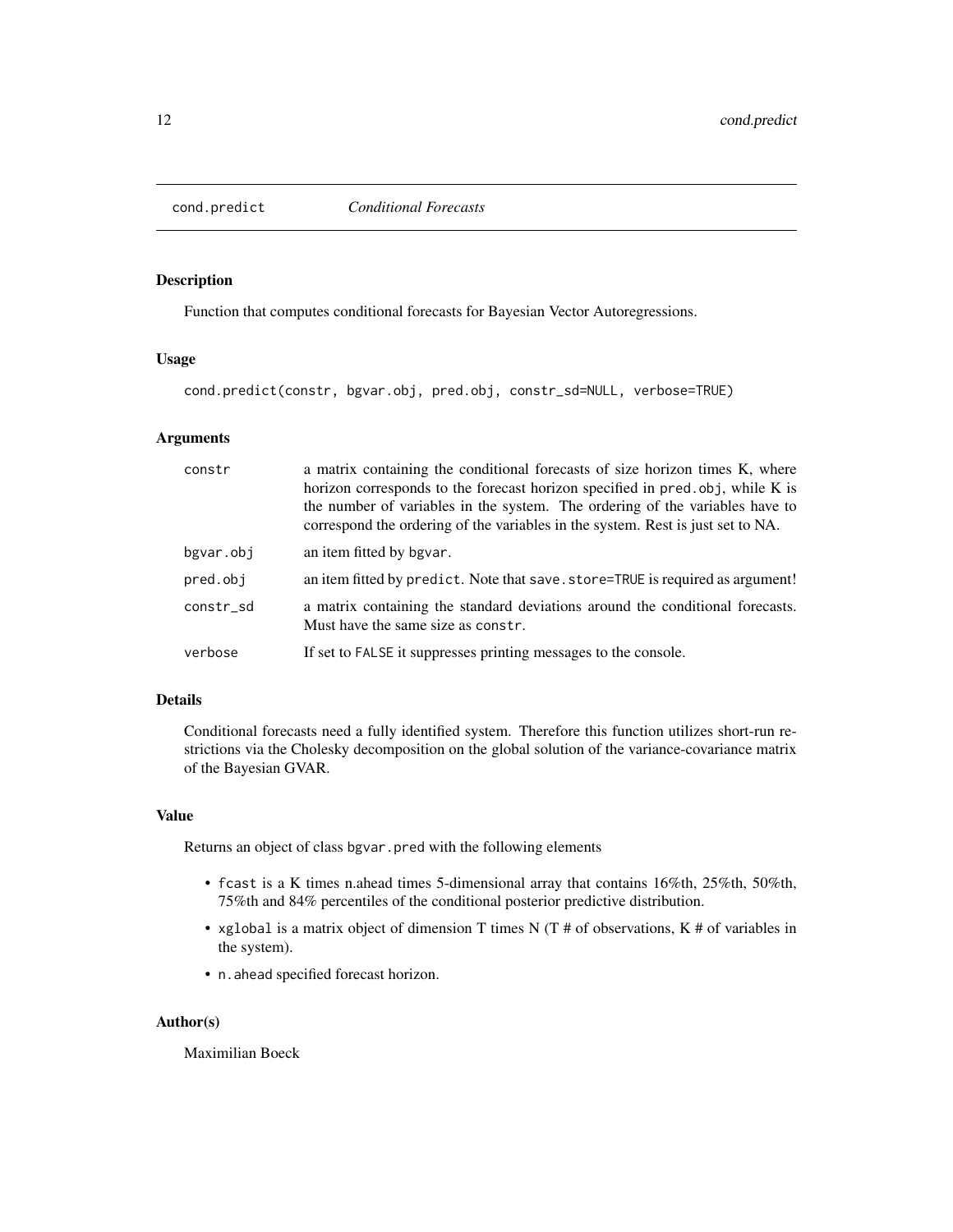## cond.predict *Conditional Forecasts*

### Description

Function that computes conditional forecasts for Bayesian Vector Autoregressions.

### Usage

```
cond.predict(constr, bgvar.obj, pred.obj, constr_sd=NULL, verbose=TRUE)
```

### Arguments

| | |
|---|---|
| constr | a matrix containing the conditional forecasts of size horizon times K, where horizon corresponds to the forecast horizon specified in pred.obj, while K is the number of variables in the system. The ordering of the variables have to correspond the ordering of the variables in the system. Rest is just set to NA. |
| bgvar.obj | an item fitted by bgvar. |
| pred.obj | an item fitted by predict. Note that save.store=TRUE is required as argument! |
| constr_sd | a matrix containing the standard deviations around the conditional forecasts. Must have the same size as constr. |
| verbose | If set to FALSE it suppresses printing messages to the console. |

### Details

Conditional forecasts need a fully identified system. Therefore this function utilizes short-run restrictions via the Cholesky decomposition on the global solution of the variance-covariance matrix of the Bayesian GVAR.

### Value

Returns an object of class bgvar.pred with the following elements

- fcast is a K times n.ahead times 5-dimensional array that contains 16%th, 25%th, 50%th, 75%th and 84% percentiles of the conditional posterior predictive distribution.
- xglobal is a matrix object of dimension T times N (T # of observations, K # of variables in the system).
- n.ahead specified forecast horizon.

### Author(s)

Maximilian Boeck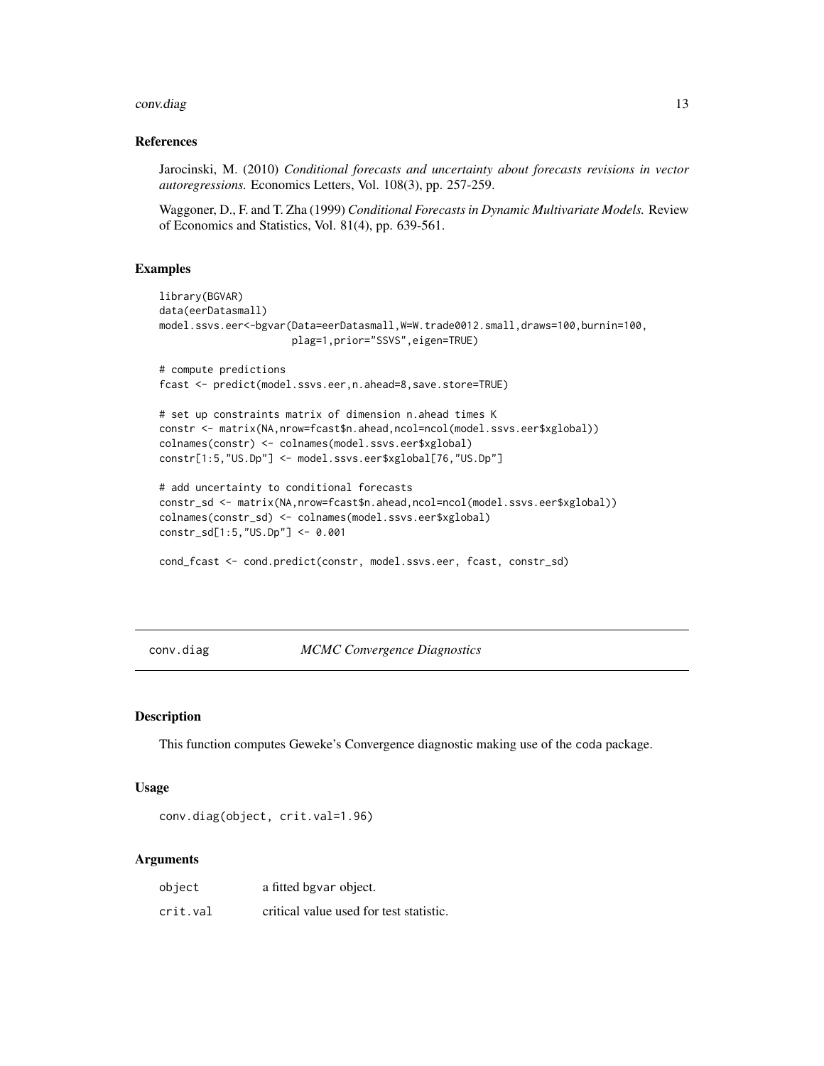### References

Jarocinski, M. (2010) *Conditional forecasts and uncertainty about forecasts revisions in vector autoregressions.* Economics Letters, Vol. 108(3), pp. 257-259.

Waggoner, D., F. and T. Zha (1999) *Conditional Forecasts in Dynamic Multivariate Models.* Review of Economics and Statistics, Vol. 81(4), pp. 639-561.

### Examples

```
library(BGVAR)
data(eerDatasmall)
model.ssvs.eer<-bgvar(Data=eerDatasmall,W=W.trade0012.small,draws=100,burnin=100,
                      plag=1,prior="SSVS",eigen=TRUE)

# compute predictions
fcast <- predict(model.ssvs.eer,n.ahead=8,save.store=TRUE)

# set up constraints matrix of dimension n.ahead times K
constr <- matrix(NA,nrow=fcast$n.ahead,ncol=ncol(model.ssvs.eer$xglobal))
colnames(constr) <- colnames(model.ssvs.eer$xglobal)
constr[1:5,"US.Dp"] <- model.ssvs.eer$xglobal[76,"US.Dp"]

# add uncertainty to conditional forecasts
constr_sd <- matrix(NA,nrow=fcast$n.ahead,ncol=ncol(model.ssvs.eer$xglobal))
colnames(constr_sd) <- colnames(model.ssvs.eer$xglobal)
constr_sd[1:5,"US.Dp"] <- 0.001

cond_fcast <- cond.predict(constr, model.ssvs.eer, fcast, constr_sd)
```

---

## conv.diag — *MCMC Convergence Diagnostics*

### Description

This function computes Geweke's Convergence diagnostic making use of the coda package.

### Usage

```
conv.diag(object, crit.val=1.96)
```

### Arguments

| | |
|---|---|
| object | a fitted bgvar object. |
| crit.val | critical value used for test statistic. |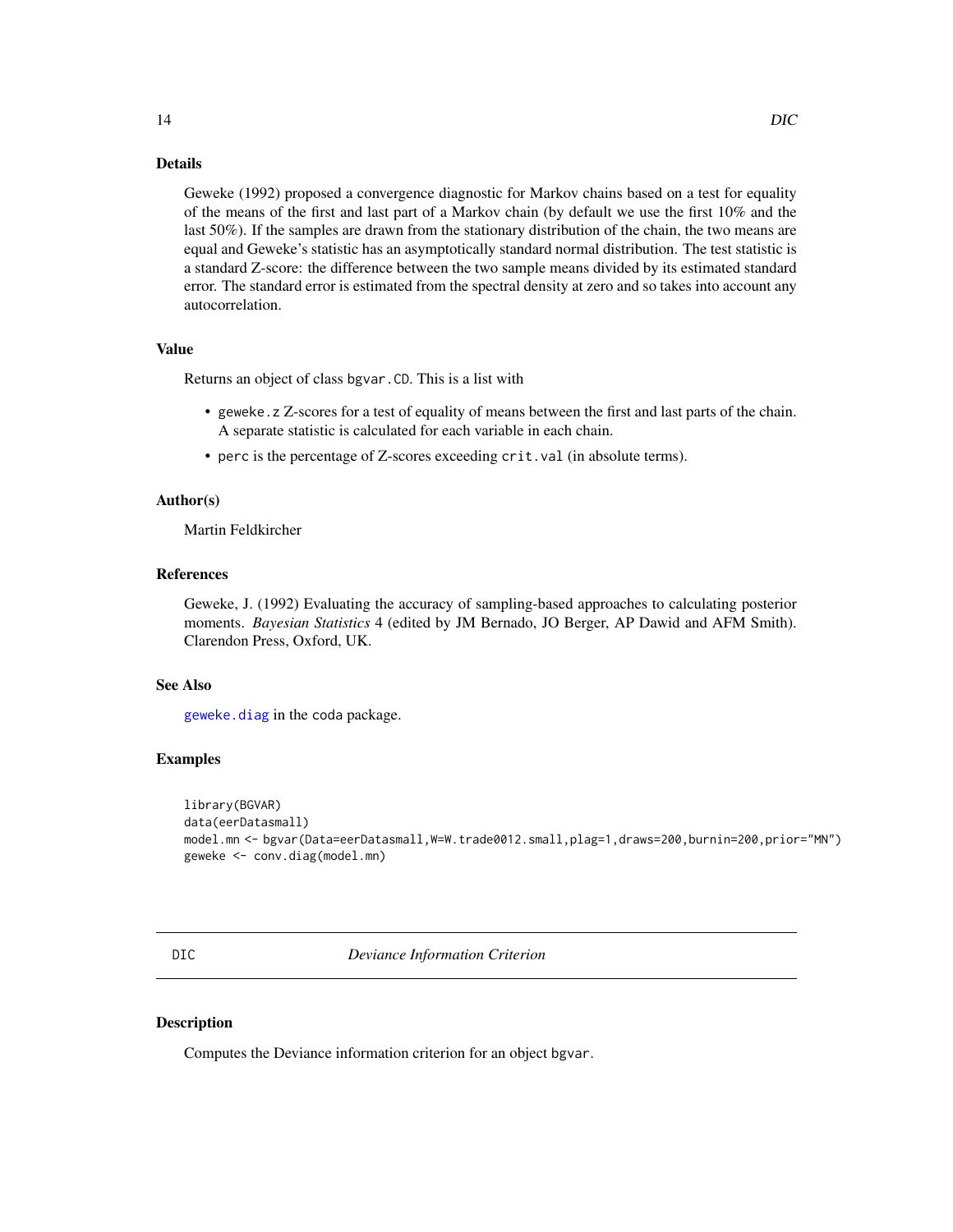### Details

Geweke (1992) proposed a convergence diagnostic for Markov chains based on a test for equality of the means of the first and last part of a Markov chain (by default we use the first 10% and the last 50%). If the samples are drawn from the stationary distribution of the chain, the two means are equal and Geweke's statistic has an asymptotically standard normal distribution. The test statistic is a standard Z-score: the difference between the two sample means divided by its estimated standard error. The standard error is estimated from the spectral density at zero and so takes into account any autocorrelation.

### Value

Returns an object of class `bgvar.CD`. This is a list with

- `geweke.z` Z-scores for a test of equality of means between the first and last parts of the chain. A separate statistic is calculated for each variable in each chain.
- `perc` is the percentage of Z-scores exceeding `crit.val` (in absolute terms).

### Author(s)

Martin Feldkircher

### References

Geweke, J. (1992) Evaluating the accuracy of sampling-based approaches to calculating posterior moments. *Bayesian Statistics* 4 (edited by JM Bernado, JO Berger, AP Dawid and AFM Smith). Clarendon Press, Oxford, UK.

### See Also

`geweke.diag` in the coda package.

### Examples

```
library(BGVAR)
data(eerDatasmall)
model.mn <- bgvar(Data=eerDatasmall,W=W.trade0012.small,plag=1,draws=200,burnin=200,prior="MN")
geweke <- conv.diag(model.mn)
```

## DIC — *Deviance Information Criterion*

### Description

Computes the Deviance information criterion for an object `bgvar`.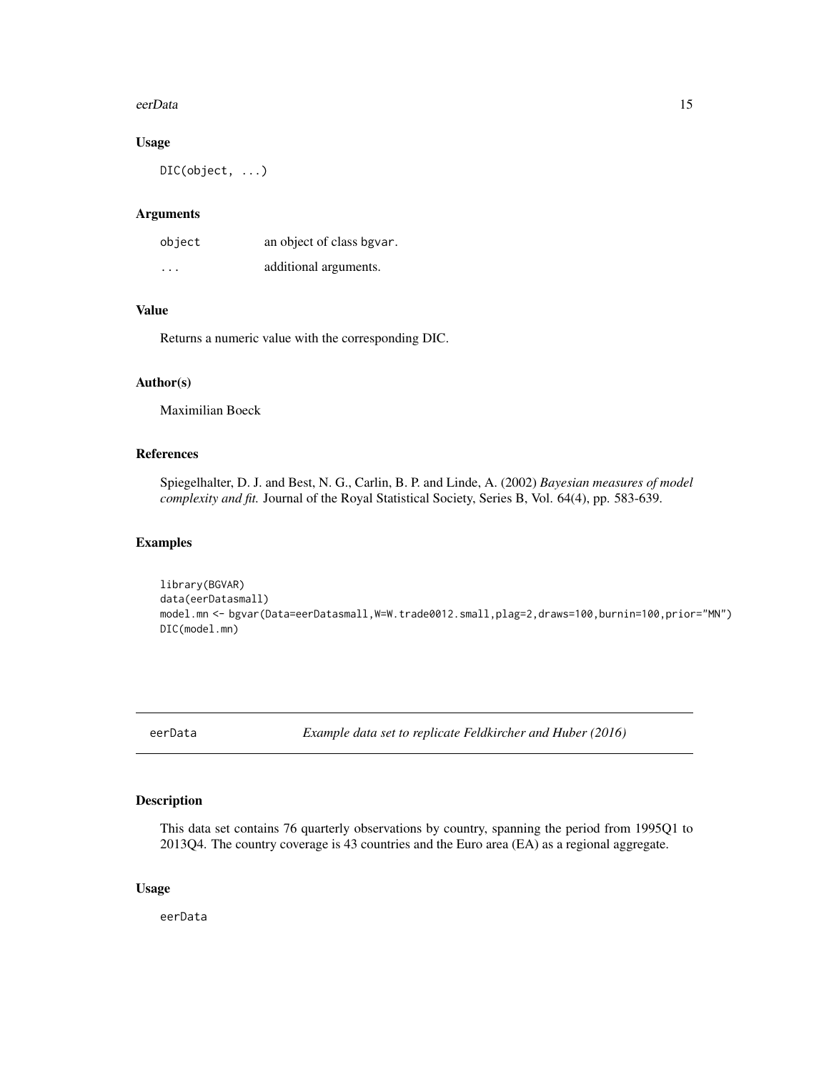### Usage

```
DIC(object, ...)
```

### Arguments

| | |
|---|---|
| object | an object of class bgvar. |
| ... | additional arguments. |

### Value

Returns a numeric value with the corresponding DIC.

### Author(s)

Maximilian Boeck

### References

Spiegelhalter, D. J. and Best, N. G., Carlin, B. P. and Linde, A. (2002) *Bayesian measures of model complexity and fit.* Journal of the Royal Statistical Society, Series B, Vol. 64(4), pp. 583-639.

### Examples

```
library(BGVAR)
data(eerDatasmall)
model.mn <- bgvar(Data=eerDatasmall,W=W.trade0012.small,plag=2,draws=100,burnin=100,prior="MN")
DIC(model.mn)
```

---

## eerData — *Example data set to replicate Feldkircher and Huber (2016)*

### Description

This data set contains 76 quarterly observations by country, spanning the period from 1995Q1 to 2013Q4. The country coverage is 43 countries and the Euro area (EA) as a regional aggregate.

### Usage

```
eerData
```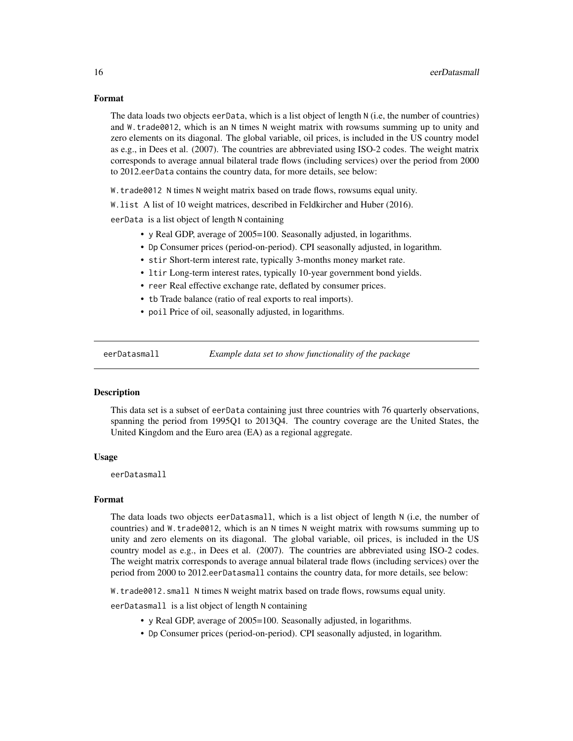### Format

The data loads two objects eerData, which is a list object of length N (i.e, the number of countries) and W.trade0012, which is an N times N weight matrix with rowsums summing up to unity and zero elements on its diagonal. The global variable, oil prices, is included in the US country model as e.g., in Dees et al. (2007). The countries are abbreviated using ISO-2 codes. The weight matrix corresponds to average annual bilateral trade flows (including services) over the period from 2000 to 2012.eerData contains the country data, for more details, see below:

W.trade0012 N times N weight matrix based on trade flows, rowsums equal unity.

W.list A list of 10 weight matrices, described in Feldkircher and Huber (2016).

eerData is a list object of length N containing

- y Real GDP, average of 2005=100. Seasonally adjusted, in logarithms.
- Dp Consumer prices (period-on-period). CPI seasonally adjusted, in logarithm.
- stir Short-term interest rate, typically 3-months money market rate.
- ltir Long-term interest rates, typically 10-year government bond yields.
- reer Real effective exchange rate, deflated by consumer prices.
- tb Trade balance (ratio of real exports to real imports).
- poil Price of oil, seasonally adjusted, in logarithms.

---

## eerDatasmall — *Example data set to show functionality of the package*

### Description

This data set is a subset of eerData containing just three countries with 76 quarterly observations, spanning the period from 1995Q1 to 2013Q4. The country coverage are the United States, the United Kingdom and the Euro area (EA) as a regional aggregate.

### Usage

```
eerDatasmall
```

### Format

The data loads two objects eerDatasmall, which is a list object of length N (i.e, the number of countries) and W.trade0012, which is an N times N weight matrix with rowsums summing up to unity and zero elements on its diagonal. The global variable, oil prices, is included in the US country model as e.g., in Dees et al. (2007). The countries are abbreviated using ISO-2 codes. The weight matrix corresponds to average annual bilateral trade flows (including services) over the period from 2000 to 2012.eerDatasmall contains the country data, for more details, see below:

W.trade0012.small N times N weight matrix based on trade flows, rowsums equal unity.

eerDatasmall is a list object of length N containing

- y Real GDP, average of 2005=100. Seasonally adjusted, in logarithms.
- Dp Consumer prices (period-on-period). CPI seasonally adjusted, in logarithm.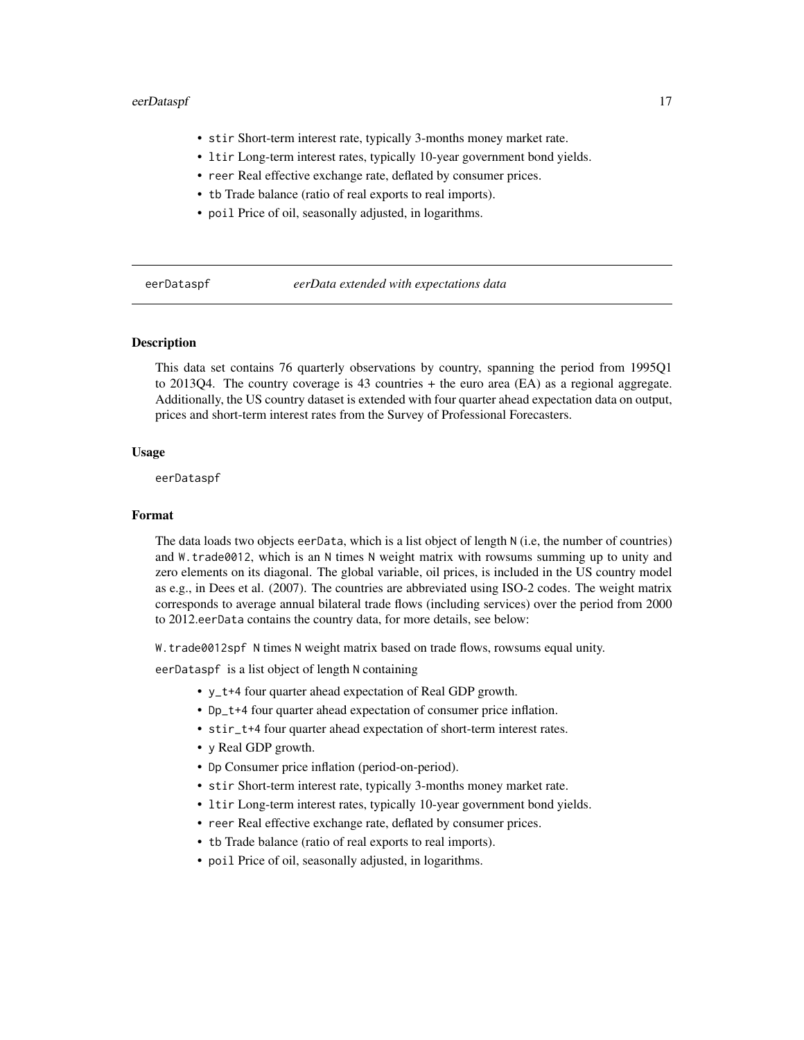- `stir` Short-term interest rate, typically 3-months money market rate.
- `ltir` Long-term interest rates, typically 10-year government bond yields.
- `reer` Real effective exchange rate, deflated by consumer prices.
- `tb` Trade balance (ratio of real exports to real imports).
- `poil` Price of oil, seasonally adjusted, in logarithms.

---

## eerDataspf — *eerData extended with expectations data*

### Description

This data set contains 76 quarterly observations by country, spanning the period from 1995Q1 to 2013Q4. The country coverage is 43 countries + the euro area (EA) as a regional aggregate. Additionally, the US country dataset is extended with four quarter ahead expectation data on output, prices and short-term interest rates from the Survey of Professional Forecasters.

### Usage

```
eerDataspf
```

### Format

The data loads two objects `eerData`, which is a list object of length `N` (i.e, the number of countries) and `W.trade0012`, which is an `N` times `N` weight matrix with rowsums summing up to unity and zero elements on its diagonal. The global variable, oil prices, is included in the US country model as e.g., in Dees et al. (2007). The countries are abbreviated using ISO-2 codes. The weight matrix corresponds to average annual bilateral trade flows (including services) over the period from 2000 to 2012.`eerData` contains the country data, for more details, see below:

`W.trade0012spf` `N` times `N` weight matrix based on trade flows, rowsums equal unity.

`eerDataspf` is a list object of length `N` containing

- `y_t+4` four quarter ahead expectation of Real GDP growth.
- `Dp_t+4` four quarter ahead expectation of consumer price inflation.
- `stir_t+4` four quarter ahead expectation of short-term interest rates.
- `y` Real GDP growth.
- `Dp` Consumer price inflation (period-on-period).
- `stir` Short-term interest rate, typically 3-months money market rate.
- `ltir` Long-term interest rates, typically 10-year government bond yields.
- `reer` Real effective exchange rate, deflated by consumer prices.
- `tb` Trade balance (ratio of real exports to real imports).
- `poil` Price of oil, seasonally adjusted, in logarithms.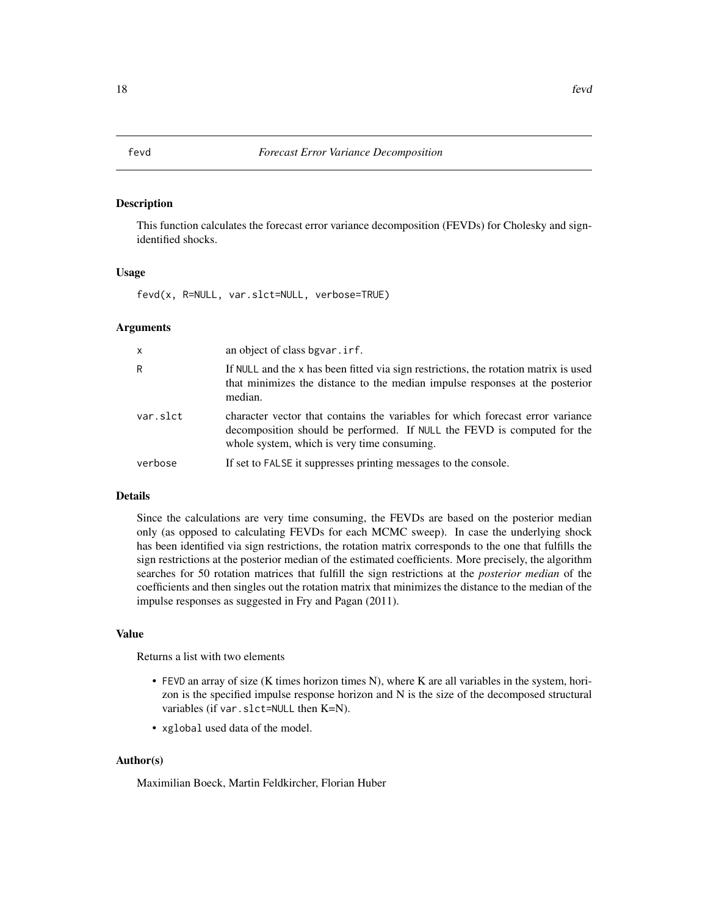# fevd *Forecast Error Variance Decomposition*

## Description

This function calculates the forecast error variance decomposition (FEVDs) for Cholesky and sign-identified shocks.

## Usage

```
fevd(x, R=NULL, var.slct=NULL, verbose=TRUE)
```

## Arguments

| | |
|---|---|
| x | an object of class bgvar.irf. |
| R | If NULL and the x has been fitted via sign restrictions, the rotation matrix is used that minimizes the distance to the median impulse responses at the posterior median. |
| var.slct | character vector that contains the variables for which forecast error variance decomposition should be performed. If NULL the FEVD is computed for the whole system, which is very time consuming. |
| verbose | If set to FALSE it suppresses printing messages to the console. |

## Details

Since the calculations are very time consuming, the FEVDs are based on the posterior median only (as opposed to calculating FEVDs for each MCMC sweep). In case the underlying shock has been identified via sign restrictions, the rotation matrix corresponds to the one that fulfills the sign restrictions at the posterior median of the estimated coefficients. More precisely, the algorithm searches for 50 rotation matrices that fulfill the sign restrictions at the *posterior median* of the coefficients and then singles out the rotation matrix that minimizes the distance to the median of the impulse responses as suggested in Fry and Pagan (2011).

## Value

Returns a list with two elements

- FEVD an array of size (K times horizon times N), where K are all variables in the system, horizon is the specified impulse response horizon and N is the size of the decomposed structural variables (if var.slct=NULL then K=N).
- xglobal used data of the model.

## Author(s)

Maximilian Boeck, Martin Feldkircher, Florian Huber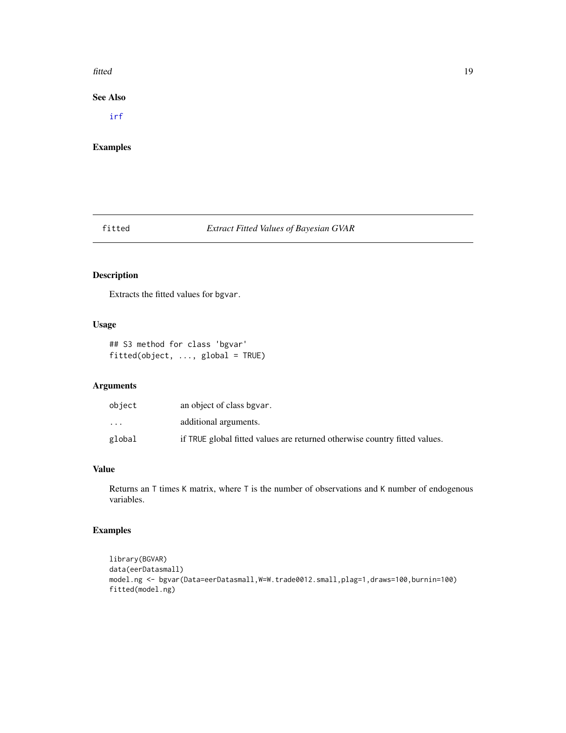### See Also

irf

### Examples

---

## fitted    *Extract Fitted Values of Bayesian GVAR*

---

### Description

Extracts the fitted values for bgvar.

### Usage

```
## S3 method for class 'bgvar'
fitted(object, ..., global = TRUE)
```

### Arguments

| | |
|---|---|
| object | an object of class bgvar. |
| ... | additional arguments. |
| global | if TRUE global fitted values are returned otherwise country fitted values. |

### Value

Returns an T times K matrix, where T is the number of observations and K number of endogenous variables.

### Examples

```
library(BGVAR)
data(eerDatasmall)
model.ng <- bgvar(Data=eerDatasmall,W=W.trade0012.small,plag=1,draws=100,burnin=100)
fitted(model.ng)
```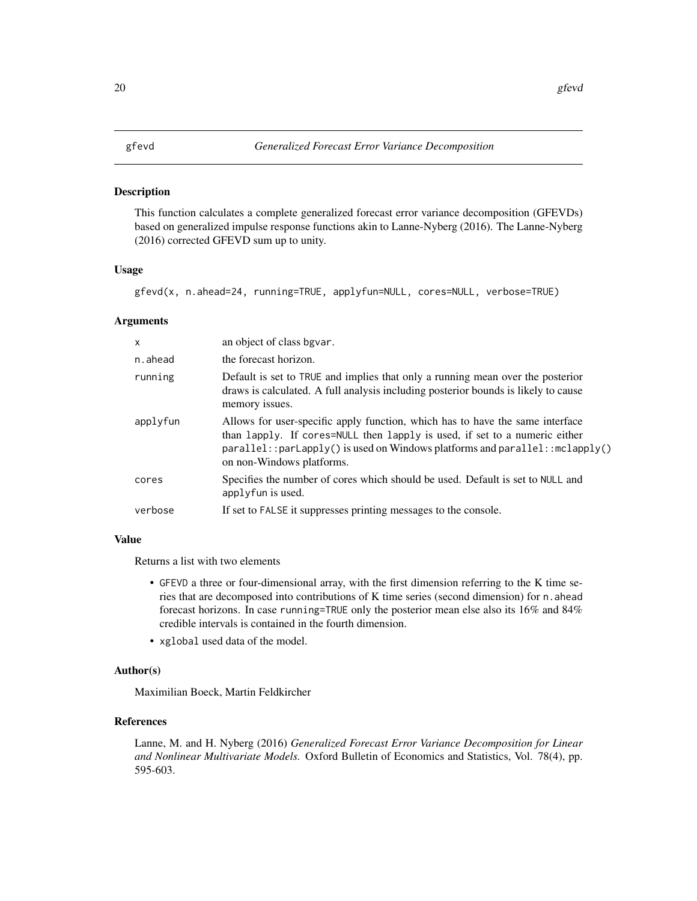# gfevd — *Generalized Forecast Error Variance Decomposition*

## Description

This function calculates a complete generalized forecast error variance decomposition (GFEVDs) based on generalized impulse response functions akin to Lanne-Nyberg (2016). The Lanne-Nyberg (2016) corrected GFEVD sum up to unity.

## Usage

```
gfevd(x, n.ahead=24, running=TRUE, applyfun=NULL, cores=NULL, verbose=TRUE)
```

## Arguments

| | |
|---|---|
| x | an object of class bgvar. |
| n.ahead | the forecast horizon. |
| running | Default is set to TRUE and implies that only a running mean over the posterior draws is calculated. A full analysis including posterior bounds is likely to cause memory issues. |
| applyfun | Allows for user-specific apply function, which has to have the same interface than lapply. If cores=NULL then lapply is used, if set to a numeric either parallel::parLapply() is used on Windows platforms and parallel::mclapply() on non-Windows platforms. |
| cores | Specifies the number of cores which should be used. Default is set to NULL and applyfun is used. |
| verbose | If set to FALSE it suppresses printing messages to the console. |

## Value

Returns a list with two elements

- GFEVD a three or four-dimensional array, with the first dimension referring to the K time series that are decomposed into contributions of K time series (second dimension) for n.ahead forecast horizons. In case running=TRUE only the posterior mean else also its 16% and 84% credible intervals is contained in the fourth dimension.
- xglobal used data of the model.

## Author(s)

Maximilian Boeck, Martin Feldkircher

## References

Lanne, M. and H. Nyberg (2016) *Generalized Forecast Error Variance Decomposition for Linear and Nonlinear Multivariate Models.* Oxford Bulletin of Economics and Statistics, Vol. 78(4), pp. 595-603.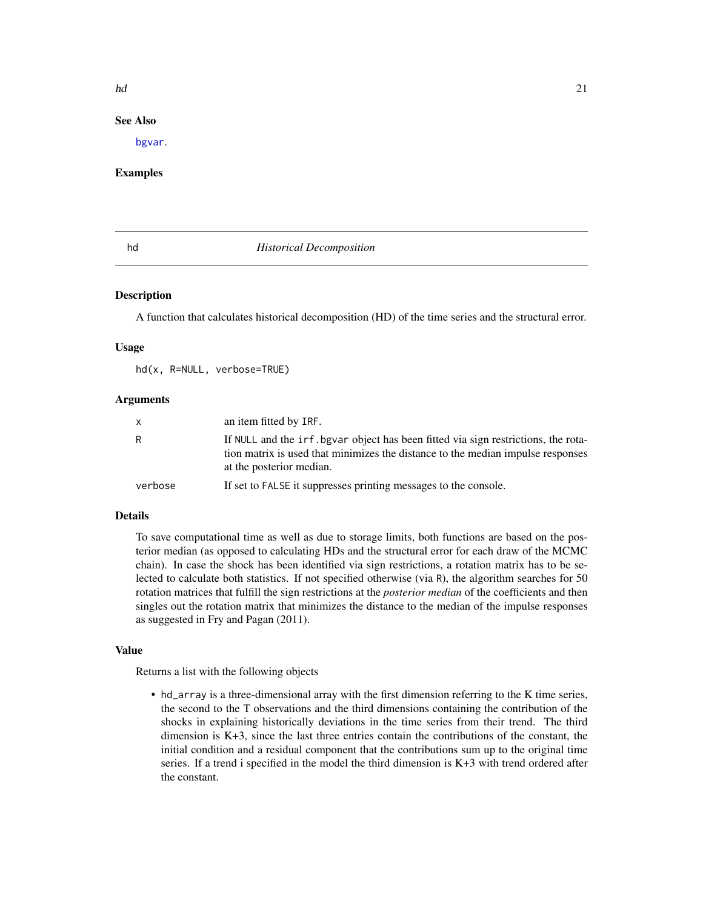## See Also

bgvar.

## Examples

# hd — *Historical Decomposition*

## Description

A function that calculates historical decomposition (HD) of the time series and the structural error.

## Usage

```
hd(x, R=NULL, verbose=TRUE)
```

## Arguments

| | |
|---|---|
| x | an item fitted by IRF. |
| R | If NULL and the irf.bgvar object has been fitted via sign restrictions, the rotation matrix is used that minimizes the distance to the median impulse responses at the posterior median. |
| verbose | If set to FALSE it suppresses printing messages to the console. |

## Details

To save computational time as well as due to storage limits, both functions are based on the posterior median (as opposed to calculating HDs and the structural error for each draw of the MCMC chain). In case the shock has been identified via sign restrictions, a rotation matrix has to be selected to calculate both statistics. If not specified otherwise (via R), the algorithm searches for 50 rotation matrices that fulfill the sign restrictions at the *posterior median* of the coefficients and then singles out the rotation matrix that minimizes the distance to the median of the impulse responses as suggested in Fry and Pagan (2011).

## Value

Returns a list with the following objects

- hd_array is a three-dimensional array with the first dimension referring to the K time series, the second to the T observations and the third dimensions containing the contribution of the shocks in explaining historically deviations in the time series from their trend. The third dimension is K+3, since the last three entries contain the contributions of the constant, the initial condition and a residual component that the contributions sum up to the original time series. If a trend i specified in the model the third dimension is K+3 with trend ordered after the constant.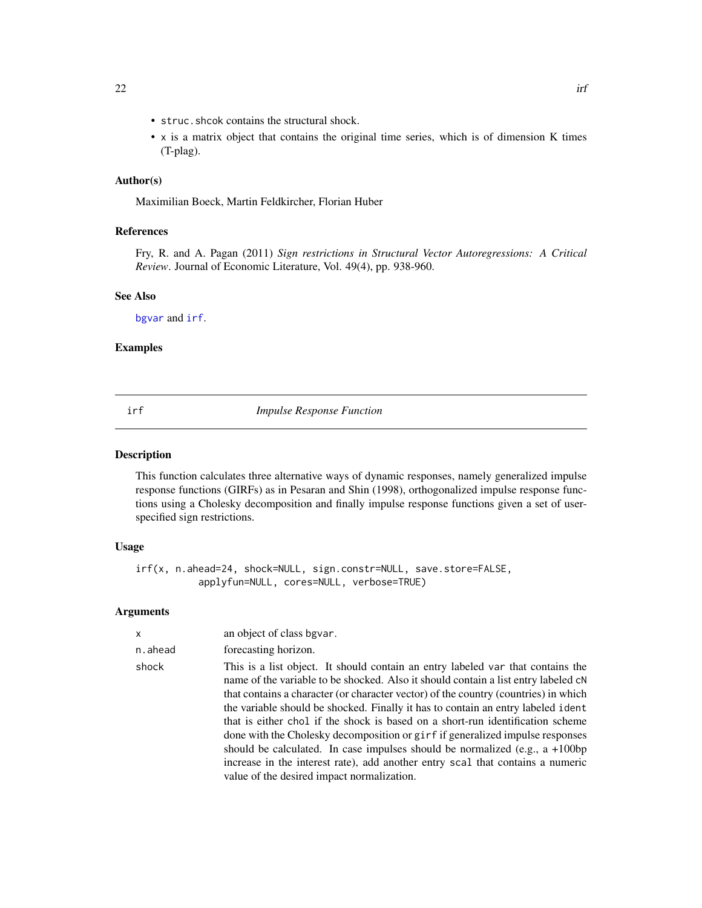- `struc.shcok` contains the structural shock.
- `x` is a matrix object that contains the original time series, which is of dimension K times (T-plag).

### Author(s)

Maximilian Boeck, Martin Feldkircher, Florian Huber

### References

Fry, R. and A. Pagan (2011) *Sign restrictions in Structural Vector Autoregressions: A Critical Review*. Journal of Economic Literature, Vol. 49(4), pp. 938-960.

### See Also

`bgvar` and `irf`.

### Examples

---

## irf — *Impulse Response Function*

### Description

This function calculates three alternative ways of dynamic responses, namely generalized impulse response functions (GIRFs) as in Pesaran and Shin (1998), orthogonalized impulse response functions using a Cholesky decomposition and finally impulse response functions given a set of user-specified sign restrictions.

### Usage

```
irf(x, n.ahead=24, shock=NULL, sign.constr=NULL, save.store=FALSE,
          applyfun=NULL, cores=NULL, verbose=TRUE)
```

### Arguments

| | |
|---|---|
| `x` | an object of class `bgvar`. |
| `n.ahead` | forecasting horizon. |
| `shock` | This is a list object. It should contain an entry labeled `var` that contains the name of the variable to be shocked. Also it should contain a list entry labeled `cN` that contains a character (or character vector) of the country (countries) in which the variable should be shocked. Finally it has to contain an entry labeled `ident` that is either `chol` if the shock is based on a short-run identification scheme done with the Cholesky decomposition or `girf` if generalized impulse responses should be calculated. In case impulses should be normalized (e.g., a +100bp increase in the interest rate), add another entry `scal` that contains a numeric value of the desired impact normalization. |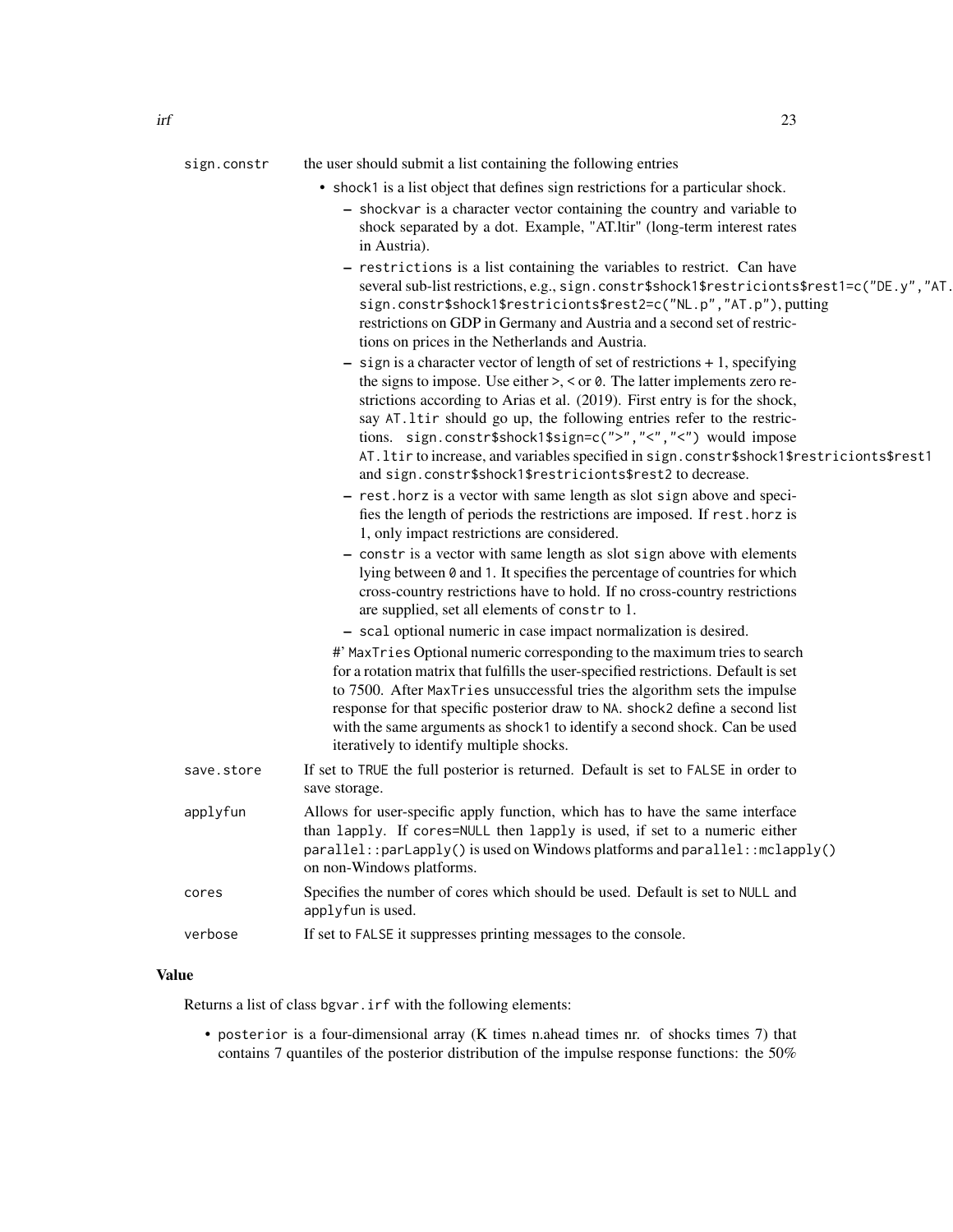sign.constr
: the user should submit a list containing the following entries

- shock1 is a list object that defines sign restrictions for a particular shock.
  - shockvar is a character vector containing the country and variable to shock separated by a dot. Example, "AT.ltir" (long-term interest rates in Austria).
  - restrictions is a list containing the variables to restrict. Can have several sub-list restrictions, e.g., `sign.constr$shock1$restricionts$rest1=c("DE.y","AT.` `sign.constr$shock1$restricionts$rest2=c("NL.p","AT.p")`, putting restrictions on GDP in Germany and Austria and a second set of restrictions on prices in the Netherlands and Austria.
  - sign is a character vector of length of set of restrictions + 1, specifying the signs to impose. Use either >, < or 0. The latter implements zero restrictions according to Arias et al. (2019). First entry is for the shock, say AT.ltir should go up, the following entries refer to the restrictions. `sign.constr$shock1$sign=c(">","<","<")` would impose AT.ltir to increase, and variables specified in `sign.constr$shock1$restricionts$rest1` and `sign.constr$shock1$restricionts$rest2` to decrease.
  - rest.horz is a vector with same length as slot sign above and specifies the length of periods the restrictions are imposed. If rest.horz is 1, only impact restrictions are considered.
  - constr is a vector with same length as slot sign above with elements lying between 0 and 1. It specifies the percentage of countries for which cross-country restrictions have to hold. If no cross-country restrictions are supplied, set all elements of constr to 1.
  - scal optional numeric in case impact normalization is desired.

  #' MaxTries Optional numeric corresponding to the maximum tries to search for a rotation matrix that fulfills the user-specified restrictions. Default is set to 7500. After MaxTries unsuccessful tries the algorithm sets the impulse response for that specific posterior draw to NA. shock2 define a second list with the same arguments as shock1 to identify a second shock. Can be used iteratively to identify multiple shocks.

save.store
: If set to TRUE the full posterior is returned. Default is set to FALSE in order to save storage.

applyfun
: Allows for user-specific apply function, which has to have the same interface than lapply. If cores=NULL then lapply is used, if set to a numeric either parallel::parLapply() is used on Windows platforms and parallel::mclapply() on non-Windows platforms.

cores
: Specifies the number of cores which should be used. Default is set to NULL and applyfun is used.

verbose
: If set to FALSE it suppresses printing messages to the console.

## Value

Returns a list of class bgvar.irf with the following elements:

- posterior is a four-dimensional array (K times n.ahead times nr. of shocks times 7) that contains 7 quantiles of the posterior distribution of the impulse response functions: the 50%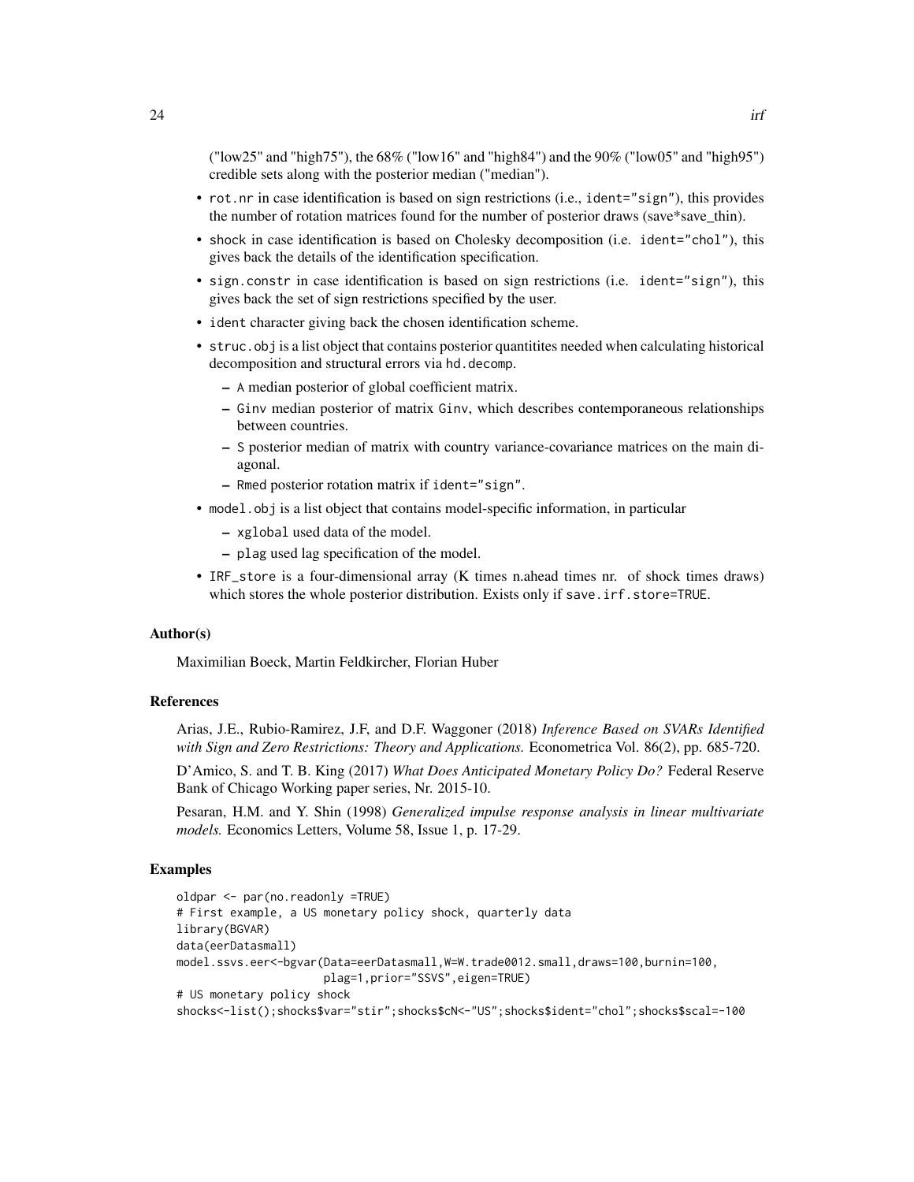("low25" and "high75"), the 68% ("low16" and "high84") and the 90% ("low05" and "high95") credible sets along with the posterior median ("median").

- `rot.nr` in case identification is based on sign restrictions (i.e., `ident="sign"`), this provides the number of rotation matrices found for the number of posterior draws (save*save_thin).
- `shock` in case identification is based on Cholesky decomposition (i.e. `ident="chol"`), this gives back the details of the identification specification.
- `sign.constr` in case identification is based on sign restrictions (i.e. `ident="sign"`), this gives back the set of sign restrictions specified by the user.
- `ident` character giving back the chosen identification scheme.
- `struc.obj` is a list object that contains posterior quantitites needed when calculating historical decomposition and structural errors via `hd.decomp`.
  - `A` median posterior of global coefficient matrix.
  - `Ginv` median posterior of matrix `Ginv`, which describes contemporaneous relationships between countries.
  - `S` posterior median of matrix with country variance-covariance matrices on the main diagonal.
  - `Rmed` posterior rotation matrix if `ident="sign"`.
- `model.obj` is a list object that contains model-specific information, in particular
  - `xglobal` used data of the model.
  - `plag` used lag specification of the model.
- `IRF_store` is a four-dimensional array (K times n.ahead times nr. of shock times draws) which stores the whole posterior distribution. Exists only if `save.irf.store=TRUE`.

### Author(s)

Maximilian Boeck, Martin Feldkircher, Florian Huber

### References

Arias, J.E., Rubio-Ramirez, J.F, and D.F. Waggoner (2018) *Inference Based on SVARs Identified with Sign and Zero Restrictions: Theory and Applications.* Econometrica Vol. 86(2), pp. 685-720.

D'Amico, S. and T. B. King (2017) *What Does Anticipated Monetary Policy Do?* Federal Reserve Bank of Chicago Working paper series, Nr. 2015-10.

Pesaran, H.M. and Y. Shin (1998) *Generalized impulse response analysis in linear multivariate models.* Economics Letters, Volume 58, Issue 1, p. 17-29.

### Examples

```
oldpar <- par(no.readonly =TRUE)
# First example, a US monetary policy shock, quarterly data
library(BGVAR)
data(eerDatasmall)
model.ssvs.eer<-bgvar(Data=eerDatasmall,W=W.trade0012.small,draws=100,burnin=100,
                      plag=1,prior="SSVS",eigen=TRUE)
# US monetary policy shock
shocks<-list();shocks$var="stir";shocks$cN<-"US";shocks$ident="chol";shocks$scal=-100
```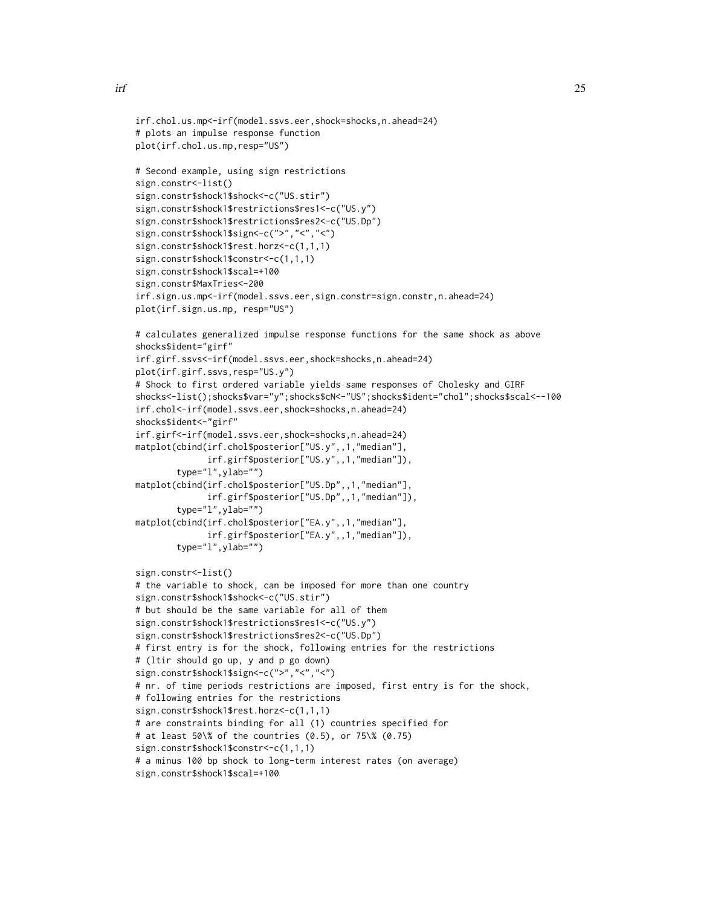```
irf.chol.us.mp<-irf(model.ssvs.eer,shock=shocks,n.ahead=24)
# plots an impulse response function
plot(irf.chol.us.mp,resp="US")

# Second example, using sign restrictions
sign.constr<-list()
sign.constr$shock1$shock<-c("US.stir")
sign.constr$shock1$restrictions$res1<-c("US.y")
sign.constr$shock1$restrictions$res2<-c("US.Dp")
sign.constr$shock1$sign<-c(">","<","<")
sign.constr$shock1$rest.horz<-c(1,1,1)
sign.constr$shock1$constr<-c(1,1,1)
sign.constr$shock1$scal=+100
sign.constr$MaxTries<-200
irf.sign.us.mp<-irf(model.ssvs.eer,sign.constr=sign.constr,n.ahead=24)
plot(irf.sign.us.mp, resp="US")

# calculates generalized impulse response functions for the same shock as above
shocks$ident="girf"
irf.girf.ssvs<-irf(model.ssvs.eer,shock=shocks,n.ahead=24)
plot(irf.girf.ssvs,resp="US.y")
# Shock to first ordered variable yields same responses of Cholesky and GIRF
shocks<-list();shocks$var="y";shocks$cN<-"US";shocks$ident="chol";shocks$scal<--100
irf.chol<-irf(model.ssvs.eer,shock=shocks,n.ahead=24)
shocks$ident<-"girf"
irf.girf<-irf(model.ssvs.eer,shock=shocks,n.ahead=24)
matplot(cbind(irf.chol$posterior["US.y",,1,"median"],
              irf.girf$posterior["US.y",,1,"median"]),
        type="l",ylab="")
matplot(cbind(irf.chol$posterior["US.Dp",,1,"median"],
              irf.girf$posterior["US.Dp",,1,"median"]),
        type="l",ylab="")
matplot(cbind(irf.chol$posterior["EA.y",,1,"median"],
              irf.girf$posterior["EA.y",,1,"median"]),
        type="l",ylab="")

sign.constr<-list()
# the variable to shock, can be imposed for more than one country
sign.constr$shock1$shock<-c("US.stir")
# but should be the same variable for all of them
sign.constr$shock1$restrictions$res1<-c("US.y")
sign.constr$shock1$restrictions$res2<-c("US.Dp")
# first entry is for the shock, following entries for the restrictions
# (ltir should go up, y and p go down)
sign.constr$shock1$sign<-c(">","<","<")
# nr. of time periods restrictions are imposed, first entry is for the shock,
# following entries for the restrictions
sign.constr$shock1$rest.horz<-c(1,1,1)
# are constraints binding for all (1) countries specified for
# at least 50\% of the countries (0.5), or 75\% (0.75)
sign.constr$shock1$constr<-c(1,1,1)
# a minus 100 bp shock to long-term interest rates (on average)
sign.constr$shock1$scal=+100
```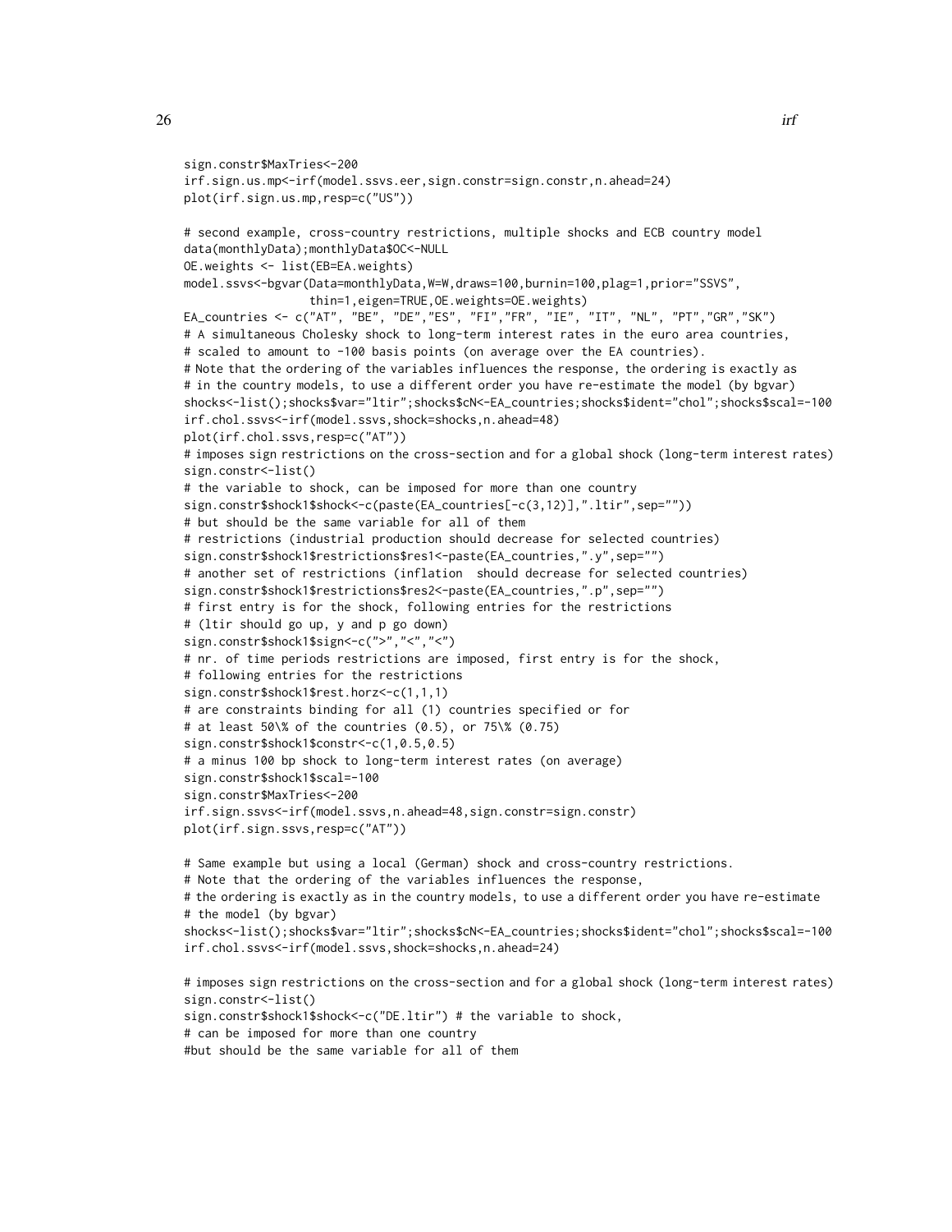```
sign.constr$MaxTries<-200
irf.sign.us.mp<-irf(model.ssvs.eer,sign.constr=sign.constr,n.ahead=24)
plot(irf.sign.us.mp,resp=c("US"))

# second example, cross-country restrictions, multiple shocks and ECB country model
data(monthlyData);monthlyData$OC<-NULL
OE.weights <- list(EB=EA.weights)
model.ssvs<-bgvar(Data=monthlyData,W=W,draws=100,burnin=100,plag=1,prior="SSVS",
                  thin=1,eigen=TRUE,OE.weights=OE.weights)
EA_countries <- c("AT", "BE", "DE","ES", "FI","FR", "IE", "IT", "NL", "PT","GR","SK")
# A simultaneous Cholesky shock to long-term interest rates in the euro area countries,
# scaled to amount to -100 basis points (on average over the EA countries).
# Note that the ordering of the variables influences the response, the ordering is exactly as
# in the country models, to use a different order you have re-estimate the model (by bgvar)
shocks<-list();shocks$var="ltir";shocks$cN<-EA_countries;shocks$ident="chol";shocks$scal=-100
irf.chol.ssvs<-irf(model.ssvs,shock=shocks,n.ahead=48)
plot(irf.chol.ssvs,resp=c("AT"))
# imposes sign restrictions on the cross-section and for a global shock (long-term interest rates)
sign.constr<-list()
# the variable to shock, can be imposed for more than one country
sign.constr$shock1$shock<-c(paste(EA_countries[-c(3,12)],".ltir",sep=""))
# but should be the same variable for all of them
# restrictions (industrial production should decrease for selected countries)
sign.constr$shock1$restrictions$res1<-paste(EA_countries,".y",sep="")
# another set of restrictions (inflation  should decrease for selected countries)
sign.constr$shock1$restrictions$res2<-paste(EA_countries,".p",sep="")
# first entry is for the shock, following entries for the restrictions
# (ltir should go up, y and p go down)
sign.constr$shock1$sign<-c(">","<","<")
# nr. of time periods restrictions are imposed, first entry is for the shock,
# following entries for the restrictions
sign.constr$shock1$rest.horz<-c(1,1,1)
# are constraints binding for all (1) countries specified or for
# at least 50\% of the countries (0.5), or 75\% (0.75)
sign.constr$shock1$constr<-c(1,0.5,0.5)
# a minus 100 bp shock to long-term interest rates (on average)
sign.constr$shock1$scal=-100
sign.constr$MaxTries<-200
irf.sign.ssvs<-irf(model.ssvs,n.ahead=48,sign.constr=sign.constr)
plot(irf.sign.ssvs,resp=c("AT"))

# Same example but using a local (German) shock and cross-country restrictions.
# Note that the ordering of the variables influences the response,
# the ordering is exactly as in the country models, to use a different order you have re-estimate
# the model (by bgvar)
shocks<-list();shocks$var="ltir";shocks$cN<-EA_countries;shocks$ident="chol";shocks$scal=-100
irf.chol.ssvs<-irf(model.ssvs,shock=shocks,n.ahead=24)

# imposes sign restrictions on the cross-section and for a global shock (long-term interest rates)
sign.constr<-list()
sign.constr$shock1$shock<-c("DE.ltir") # the variable to shock,
# can be imposed for more than one country
#but should be the same variable for all of them
```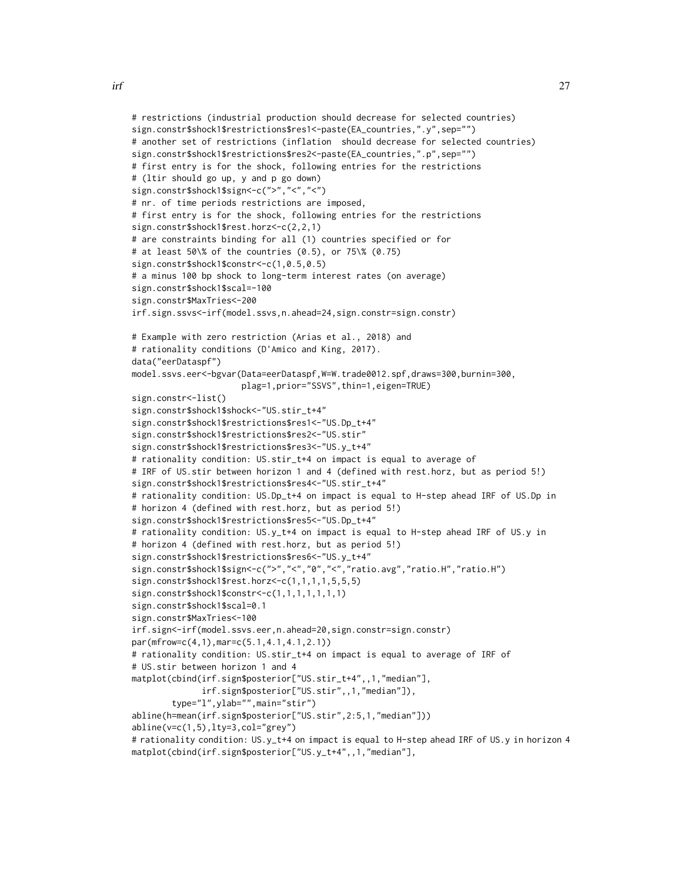```
# restrictions (industrial production should decrease for selected countries)
sign.constr$shock1$restrictions$res1<-paste(EA_countries,".y",sep="")
# another set of restrictions (inflation  should decrease for selected countries)
sign.constr$shock1$restrictions$res2<-paste(EA_countries,".p",sep="")
# first entry is for the shock, following entries for the restrictions
# (ltir should go up, y and p go down)
sign.constr$shock1$sign<-c(">","<","<")
# nr. of time periods restrictions are imposed,
# first entry is for the shock, following entries for the restrictions
sign.constr$shock1$rest.horz<-c(2,2,1)
# are constraints binding for all (1) countries specified or for
# at least 50\% of the countries (0.5), or 75\% (0.75)
sign.constr$shock1$constr<-c(1,0.5,0.5)
# a minus 100 bp shock to long-term interest rates (on average)
sign.constr$shock1$scal=-100
sign.constr$MaxTries<-200
irf.sign.ssvs<-irf(model.ssvs,n.ahead=24,sign.constr=sign.constr)

# Example with zero restriction (Arias et al., 2018) and
# rationality conditions (D'Amico and King, 2017).
data("eerDataspf")
model.ssvs.eer<-bgvar(Data=eerDataspf,W=W.trade0012.spf,draws=300,burnin=300,
                      plag=1,prior="SSVS",thin=1,eigen=TRUE)
sign.constr<-list()
sign.constr$shock1$shock<-"US.stir_t+4"
sign.constr$shock1$restrictions$res1<-"US.Dp_t+4"
sign.constr$shock1$restrictions$res2<-"US.stir"
sign.constr$shock1$restrictions$res3<-"US.y_t+4"
# rationality condition: US.stir_t+4 on impact is equal to average of
# IRF of US.stir between horizon 1 and 4 (defined with rest.horz, but as period 5!)
sign.constr$shock1$restrictions$res4<-"US.stir_t+4"
# rationality condition: US.Dp_t+4 on impact is equal to H-step ahead IRF of US.Dp in
# horizon 4 (defined with rest.horz, but as period 5!)
sign.constr$shock1$restrictions$res5<-"US.Dp_t+4"
# rationality condition: US.y_t+4 on impact is equal to H-step ahead IRF of US.y in
# horizon 4 (defined with rest.horz, but as period 5!)
sign.constr$shock1$restrictions$res6<-"US.y_t+4"
sign.constr$shock1$sign<-c(">","<","0","<","ratio.avg","ratio.H","ratio.H")
sign.constr$shock1$rest.horz<-c(1,1,1,1,5,5,5)
sign.constr$shock1$constr<-c(1,1,1,1,1,1,1)
sign.constr$shock1$scal=0.1
sign.constr$MaxTries<-100
irf.sign<-irf(model.ssvs.eer,n.ahead=20,sign.constr=sign.constr)
par(mfrow=c(4,1),mar=c(5.1,4.1,4.1,2.1))
# rationality condition: US.stir_t+4 on impact is equal to average of IRF of
# US.stir between horizon 1 and 4
matplot(cbind(irf.sign$posterior["US.stir_t+4",,1,"median"],
              irf.sign$posterior["US.stir",,1,"median"]),
        type="l",ylab="",main="stir")
abline(h=mean(irf.sign$posterior["US.stir",2:5,1,"median"]))
abline(v=c(1,5),lty=3,col="grey")
# rationality condition: US.y_t+4 on impact is equal to H-step ahead IRF of US.y in horizon 4
matplot(cbind(irf.sign$posterior["US.y_t+4",,1,"median"],
```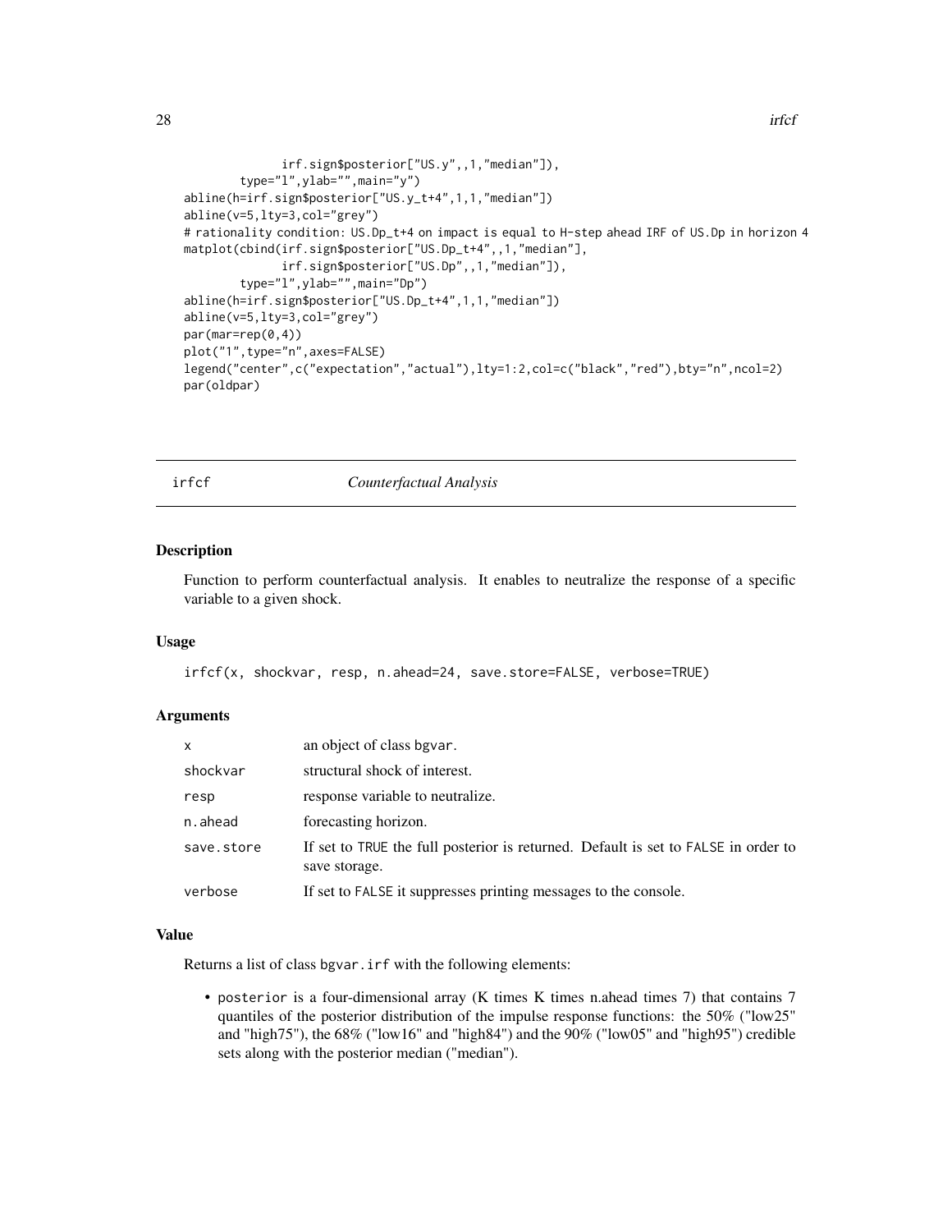```
              irf.sign$posterior["US.y",,1,"median"]),
        type="l",ylab="",main="y")
abline(h=irf.sign$posterior["US.y_t+4",1,1,"median"])
abline(v=5,lty=3,col="grey")
# rationality condition: US.Dp_t+4 on impact is equal to H-step ahead IRF of US.Dp in horizon 4
matplot(cbind(irf.sign$posterior["US.Dp_t+4",,1,"median"],
              irf.sign$posterior["US.Dp",,1,"median"]),
        type="l",ylab="",main="Dp")
abline(h=irf.sign$posterior["US.Dp_t+4",1,1,"median"])
abline(v=5,lty=3,col="grey")
par(mar=rep(0,4))
plot("1",type="n",axes=FALSE)
legend("center",c("expectation","actual"),lty=1:2,col=c("black","red"),bty="n",ncol=2)
par(oldpar)
```

## irfcf — *Counterfactual Analysis*

### Description

Function to perform counterfactual analysis. It enables to neutralize the response of a specific variable to a given shock.

### Usage

```
irfcf(x, shockvar, resp, n.ahead=24, save.store=FALSE, verbose=TRUE)
```

### Arguments

| | |
|---|---|
| x | an object of class bgvar. |
| shockvar | structural shock of interest. |
| resp | response variable to neutralize. |
| n.ahead | forecasting horizon. |
| save.store | If set to TRUE the full posterior is returned. Default is set to FALSE in order to save storage. |
| verbose | If set to FALSE it suppresses printing messages to the console. |

### Value

Returns a list of class bgvar.irf with the following elements:

- posterior is a four-dimensional array (K times K times n.ahead times 7) that contains 7 quantiles of the posterior distribution of the impulse response functions: the 50% ("low25" and "high75"), the 68% ("low16" and "high84") and the 90% ("low05" and "high95") credible sets along with the posterior median ("median").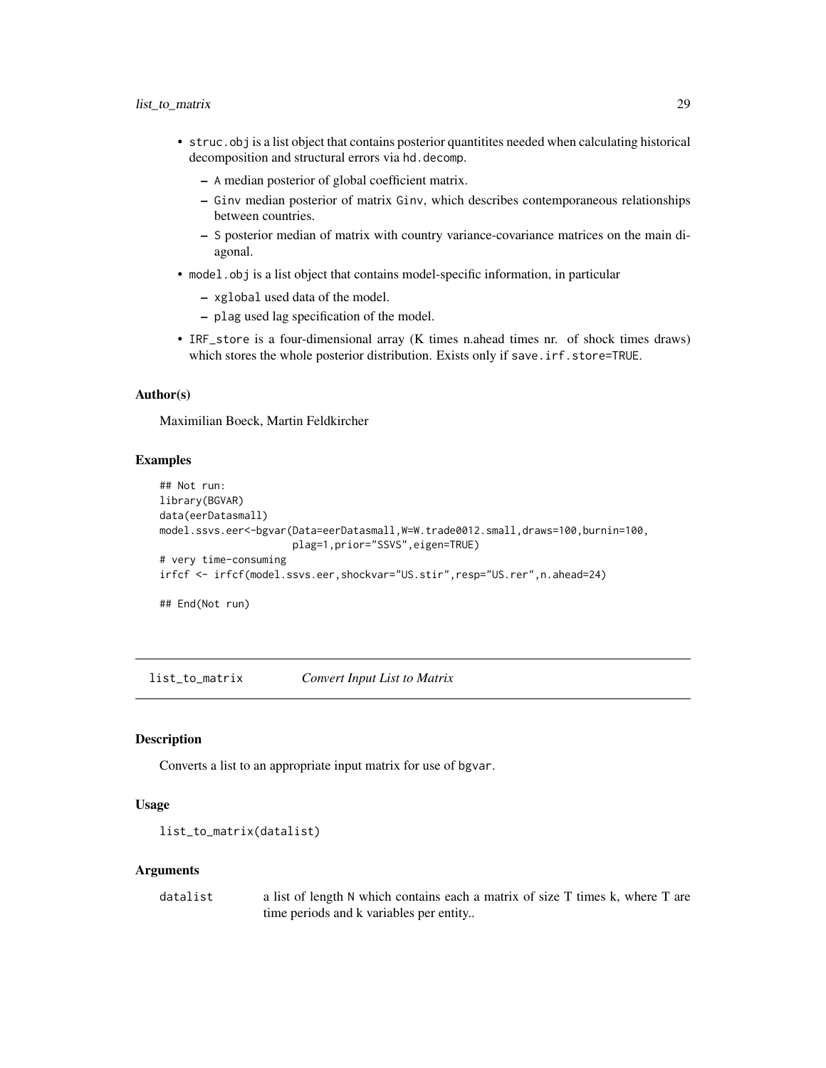- `struc.obj` is a list object that contains posterior quantitites needed when calculating historical decomposition and structural errors via `hd.decomp`.
  - `A` median posterior of global coefficient matrix.
  - `Ginv` median posterior of matrix `Ginv`, which describes contemporaneous relationships between countries.
  - `S` posterior median of matrix with country variance-covariance matrices on the main diagonal.
- `model.obj` is a list object that contains model-specific information, in particular
  - `xglobal` used data of the model.
  - `plag` used lag specification of the model.
- `IRF_store` is a four-dimensional array (K times n.ahead times nr. of shock times draws) which stores the whole posterior distribution. Exists only if `save.irf.store=TRUE`.

### Author(s)

Maximilian Boeck, Martin Feldkircher

### Examples

```
## Not run:
library(BGVAR)
data(eerDatasmall)
model.ssvs.eer<-bgvar(Data=eerDatasmall,W=W.trade0012.small,draws=100,burnin=100,
                      plag=1,prior="SSVS",eigen=TRUE)
# very time-consuming
irfcf <- irfcf(model.ssvs.eer,shockvar="US.stir",resp="US.rer",n.ahead=24)

## End(Not run)
```

## list_to_matrix *Convert Input List to Matrix*

### Description

Converts a list to an appropriate input matrix for use of `bgvar`.

### Usage

```
list_to_matrix(datalist)
```

### Arguments

| | |
|---|---|
| `datalist` | a list of length `N` which contains each a matrix of size T times k, where T are time periods and k variables per entity.. |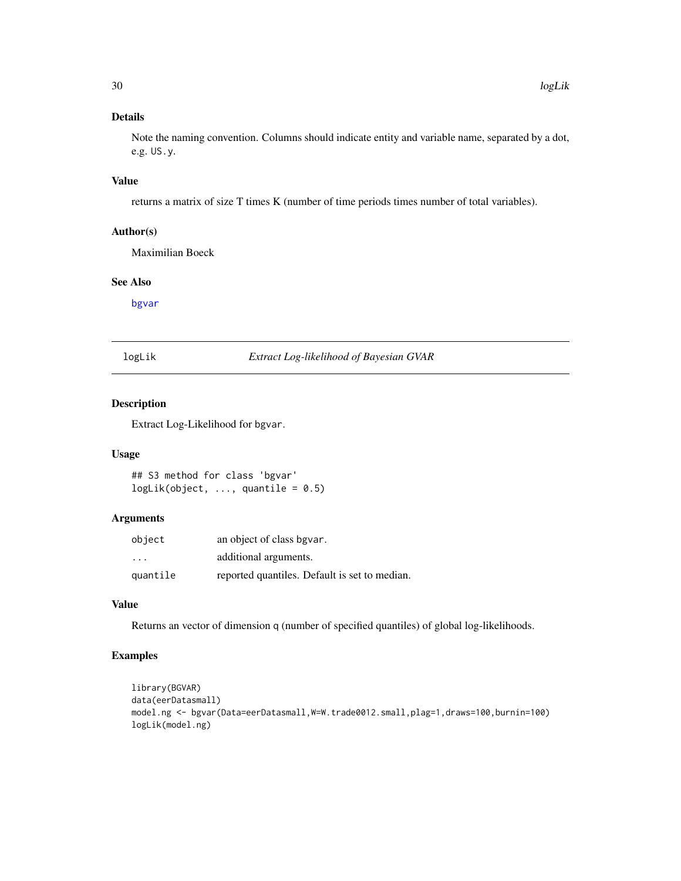### Details

Note the naming convention. Columns should indicate entity and variable name, separated by a dot, e.g. `US.y`.

### Value

returns a matrix of size T times K (number of time periods times number of total variables).

### Author(s)

Maximilian Boeck

### See Also

bgvar

---

## logLik — *Extract Log-likelihood of Bayesian GVAR*

### Description

Extract Log-Likelihood for `bgvar`.

### Usage

```
## S3 method for class 'bgvar'
logLik(object, ..., quantile = 0.5)
```

### Arguments

| | |
|---|---|
| `object` | an object of class `bgvar`. |
| `...` | additional arguments. |
| `quantile` | reported quantiles. Default is set to median. |

### Value

Returns an vector of dimension q (number of specified quantiles) of global log-likelihoods.

### Examples

```
library(BGVAR)
data(eerDatasmall)
model.ng <- bgvar(Data=eerDatasmall,W=W.trade0012.small,plag=1,draws=100,burnin=100)
logLik(model.ng)
```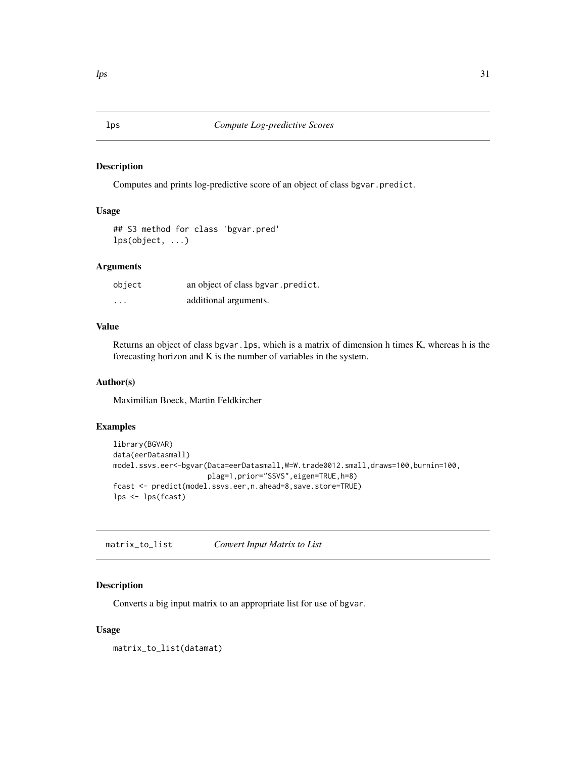## lps — *Compute Log-predictive Scores*

### Description

Computes and prints log-predictive score of an object of class bgvar.predict.

### Usage

```
## S3 method for class 'bgvar.pred'
lps(object, ...)
```

### Arguments

| | |
|---|---|
| object | an object of class bgvar.predict. |
| ... | additional arguments. |

### Value

Returns an object of class bgvar.lps, which is a matrix of dimension h times K, whereas h is the forecasting horizon and K is the number of variables in the system.

### Author(s)

Maximilian Boeck, Martin Feldkircher

### Examples

```
library(BGVAR)
data(eerDatasmall)
model.ssvs.eer<-bgvar(Data=eerDatasmall,W=W.trade0012.small,draws=100,burnin=100,
                      plag=1,prior="SSVS",eigen=TRUE,h=8)
fcast <- predict(model.ssvs.eer,n.ahead=8,save.store=TRUE)
lps <- lps(fcast)
```

## matrix_to_list — *Convert Input Matrix to List*

### Description

Converts a big input matrix to an appropriate list for use of bgvar.

### Usage

```
matrix_to_list(datamat)
```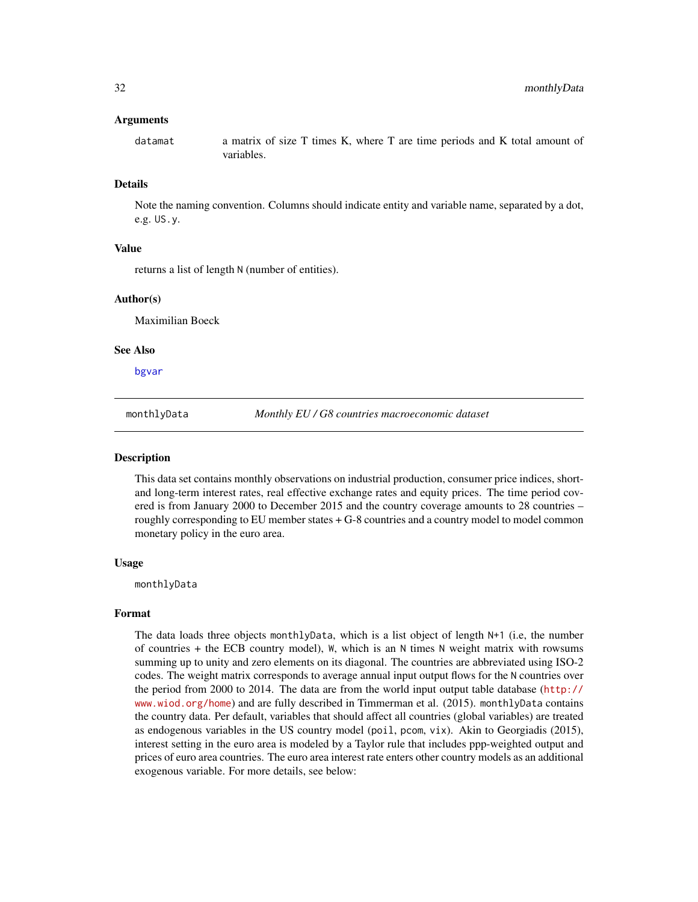### Arguments

datamat — a matrix of size T times K, where T are time periods and K total amount of variables.

### Details

Note the naming convention. Columns should indicate entity and variable name, separated by a dot, e.g. `US.y`.

### Value

returns a list of length `N` (number of entities).

### Author(s)

Maximilian Boeck

### See Also

bgvar

---

## monthlyData — *Monthly EU / G8 countries macroeconomic dataset*

---

### Description

This data set contains monthly observations on industrial production, consumer price indices, short- and long-term interest rates, real effective exchange rates and equity prices. The time period covered is from January 2000 to December 2015 and the country coverage amounts to 28 countries – roughly corresponding to EU member states + G-8 countries and a country model to model common monetary policy in the euro area.

### Usage

```
monthlyData
```

### Format

The data loads three objects `monthlyData`, which is a list object of length `N+1` (i.e, the number of countries + the ECB country model), `W`, which is an `N` times `N` weight matrix with rowsums summing up to unity and zero elements on its diagonal. The countries are abbreviated using ISO-2 codes. The weight matrix corresponds to average annual input output flows for the `N` countries over the period from 2000 to 2014. The data are from the world input output table database (http://www.wiod.org/home) and are fully described in Timmerman et al. (2015). `monthlyData` contains the country data. Per default, variables that should affect all countries (global variables) are treated as endogenous variables in the US country model (`poil`, `pcom`, `vix`). Akin to Georgiadis (2015), interest setting in the euro area is modeled by a Taylor rule that includes ppp-weighted output and prices of euro area countries. The euro area interest rate enters other country models as an additional exogenous variable. For more details, see below: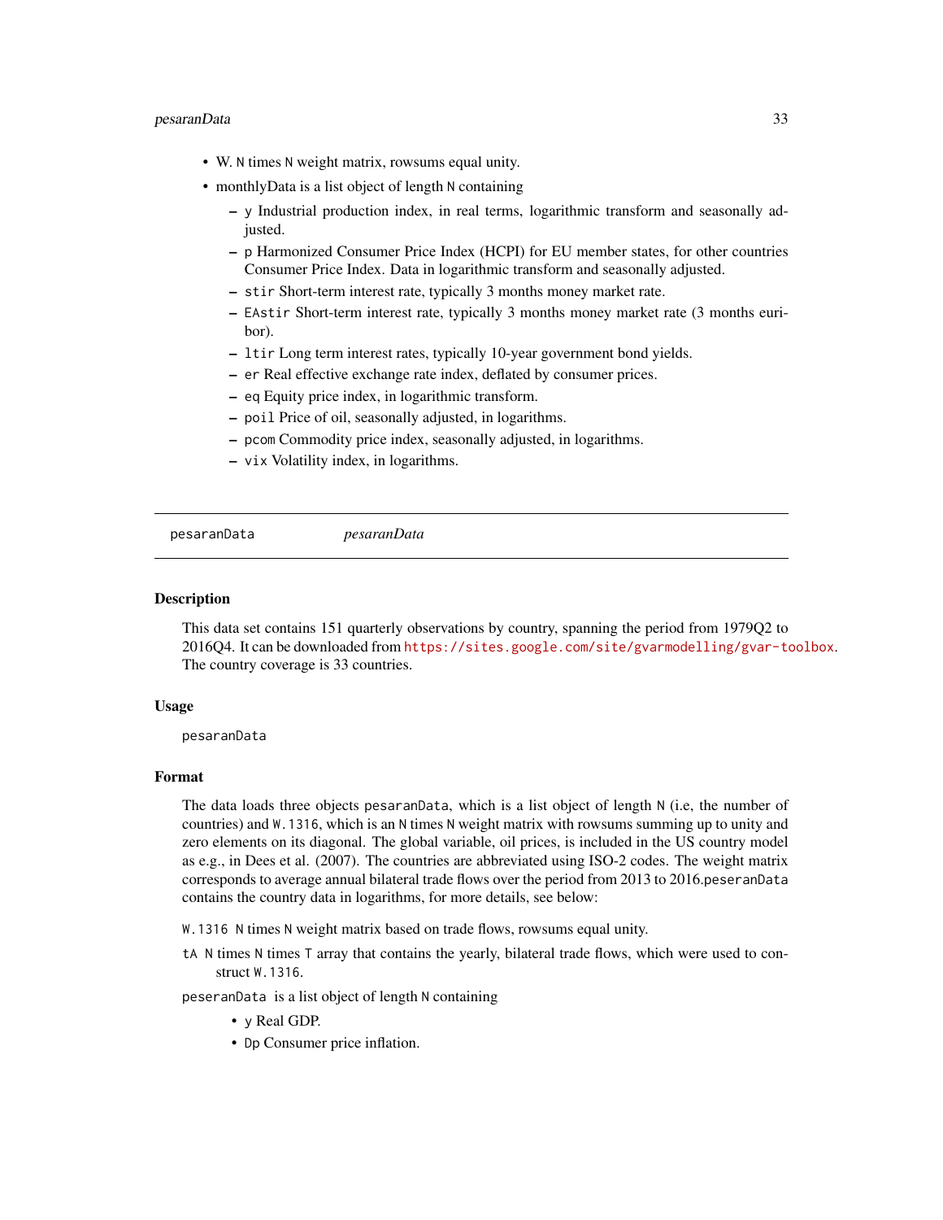- W. N times N weight matrix, rowsums equal unity.
- monthlyData is a list object of length N containing
  - y Industrial production index, in real terms, logarithmic transform and seasonally adjusted.
  - p Harmonized Consumer Price Index (HCPI) for EU member states, for other countries Consumer Price Index. Data in logarithmic transform and seasonally adjusted.
  - stir Short-term interest rate, typically 3 months money market rate.
  - EAstir Short-term interest rate, typically 3 months money market rate (3 months euribor).
  - ltir Long term interest rates, typically 10-year government bond yields.
  - er Real effective exchange rate index, deflated by consumer prices.
  - eq Equity price index, in logarithmic transform.
  - poil Price of oil, seasonally adjusted, in logarithms.
  - pcom Commodity price index, seasonally adjusted, in logarithms.
  - vix Volatility index, in logarithms.

---

pesaranData *pesaranData*

---

## Description

This data set contains 151 quarterly observations by country, spanning the period from 1979Q2 to 2016Q4. It can be downloaded from https://sites.google.com/site/gvarmodelling/gvar-toolbox. The country coverage is 33 countries.

## Usage

```
pesaranData
```

## Format

The data loads three objects pesaranData, which is a list object of length N (i.e, the number of countries) and W.1316, which is an N times N weight matrix with rowsums summing up to unity and zero elements on its diagonal. The global variable, oil prices, is included in the US country model as e.g., in Dees et al. (2007). The countries are abbreviated using ISO-2 codes. The weight matrix corresponds to average annual bilateral trade flows over the period from 2013 to 2016.peseranData contains the country data in logarithms, for more details, see below:

W.1316 N times N weight matrix based on trade flows, rowsums equal unity.

tA N times N times T array that contains the yearly, bilateral trade flows, which were used to construct W.1316.

peseranData is a list object of length N containing

- y Real GDP.
- Dp Consumer price inflation.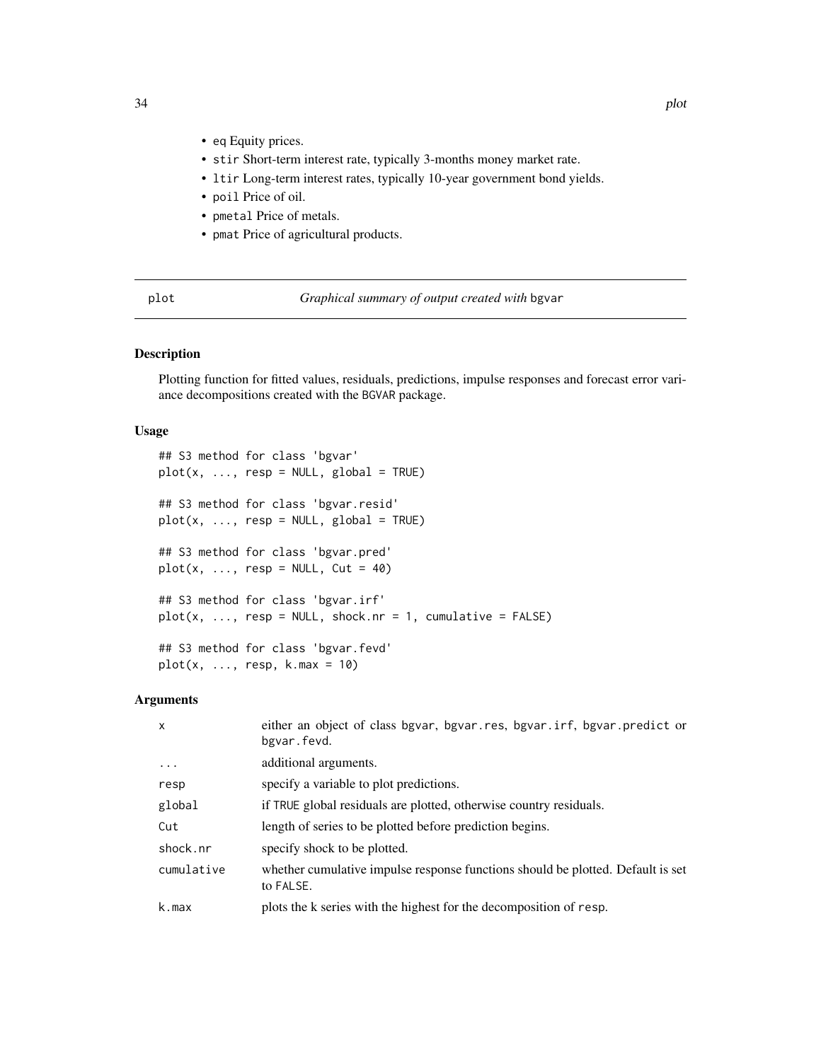- eq Equity prices.
- stir Short-term interest rate, typically 3-months money market rate.
- ltir Long-term interest rates, typically 10-year government bond yields.
- poil Price of oil.
- pmetal Price of metals.
- pmat Price of agricultural products.

## plot — *Graphical summary of output created with* bgvar

### Description

Plotting function for fitted values, residuals, predictions, impulse responses and forecast error variance decompositions created with the BGVAR package.

### Usage

```
## S3 method for class 'bgvar'
plot(x, ..., resp = NULL, global = TRUE)

## S3 method for class 'bgvar.resid'
plot(x, ..., resp = NULL, global = TRUE)

## S3 method for class 'bgvar.pred'
plot(x, ..., resp = NULL, Cut = 40)

## S3 method for class 'bgvar.irf'
plot(x, ..., resp = NULL, shock.nr = 1, cumulative = FALSE)

## S3 method for class 'bgvar.fevd'
plot(x, ..., resp, k.max = 10)
```

### Arguments

| | |
|---|---|
| x | either an object of class bgvar, bgvar.res, bgvar.irf, bgvar.predict or bgvar.fevd. |
| ... | additional arguments. |
| resp | specify a variable to plot predictions. |
| global | if TRUE global residuals are plotted, otherwise country residuals. |
| Cut | length of series to be plotted before prediction begins. |
| shock.nr | specify shock to be plotted. |
| cumulative | whether cumulative impulse response functions should be plotted. Default is set to FALSE. |
| k.max | plots the k series with the highest for the decomposition of resp. |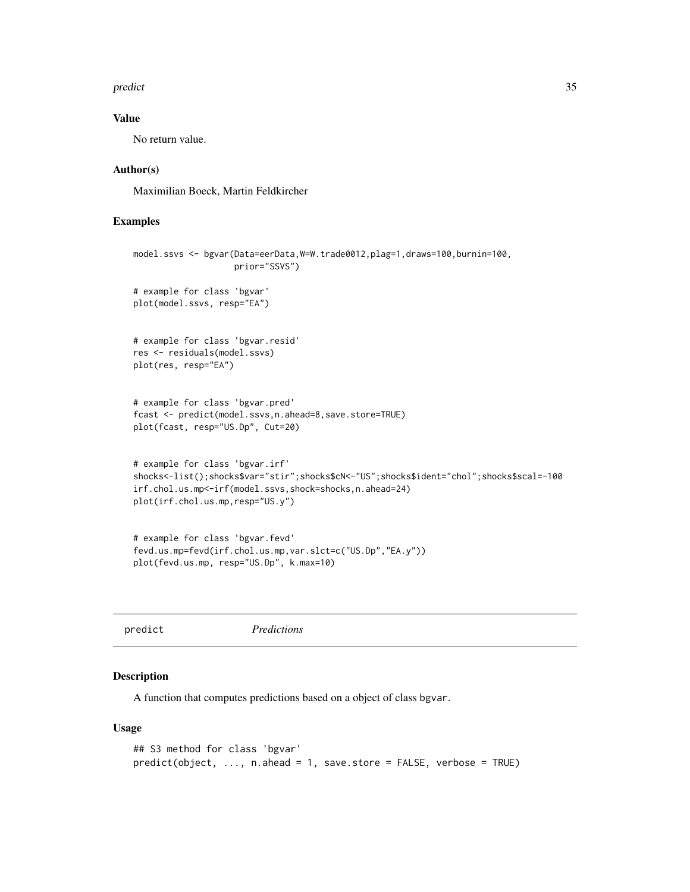## Value

No return value.

## Author(s)

Maximilian Boeck, Martin Feldkircher

## Examples

```
model.ssvs <- bgvar(Data=eerData,W=W.trade0012,plag=1,draws=100,burnin=100,
                    prior="SSVS")

# example for class 'bgvar'
plot(model.ssvs, resp="EA")


# example for class 'bgvar.resid'
res <- residuals(model.ssvs)
plot(res, resp="EA")


# example for class 'bgvar.pred'
fcast <- predict(model.ssvs,n.ahead=8,save.store=TRUE)
plot(fcast, resp="US.Dp", Cut=20)


# example for class 'bgvar.irf'
shocks<-list();shocks$var="stir";shocks$cN<-"US";shocks$ident="chol";shocks$scal=-100
irf.chol.us.mp<-irf(model.ssvs,shock=shocks,n.ahead=24)
plot(irf.chol.us.mp,resp="US.y")


# example for class 'bgvar.fevd'
fevd.us.mp=fevd(irf.chol.us.mp,var.slct=c("US.Dp","EA.y"))
plot(fevd.us.mp, resp="US.Dp", k.max=10)
```

# predict *Predictions*

## Description

A function that computes predictions based on a object of class bgvar.

## Usage

```
## S3 method for class 'bgvar'
predict(object, ..., n.ahead = 1, save.store = FALSE, verbose = TRUE)
```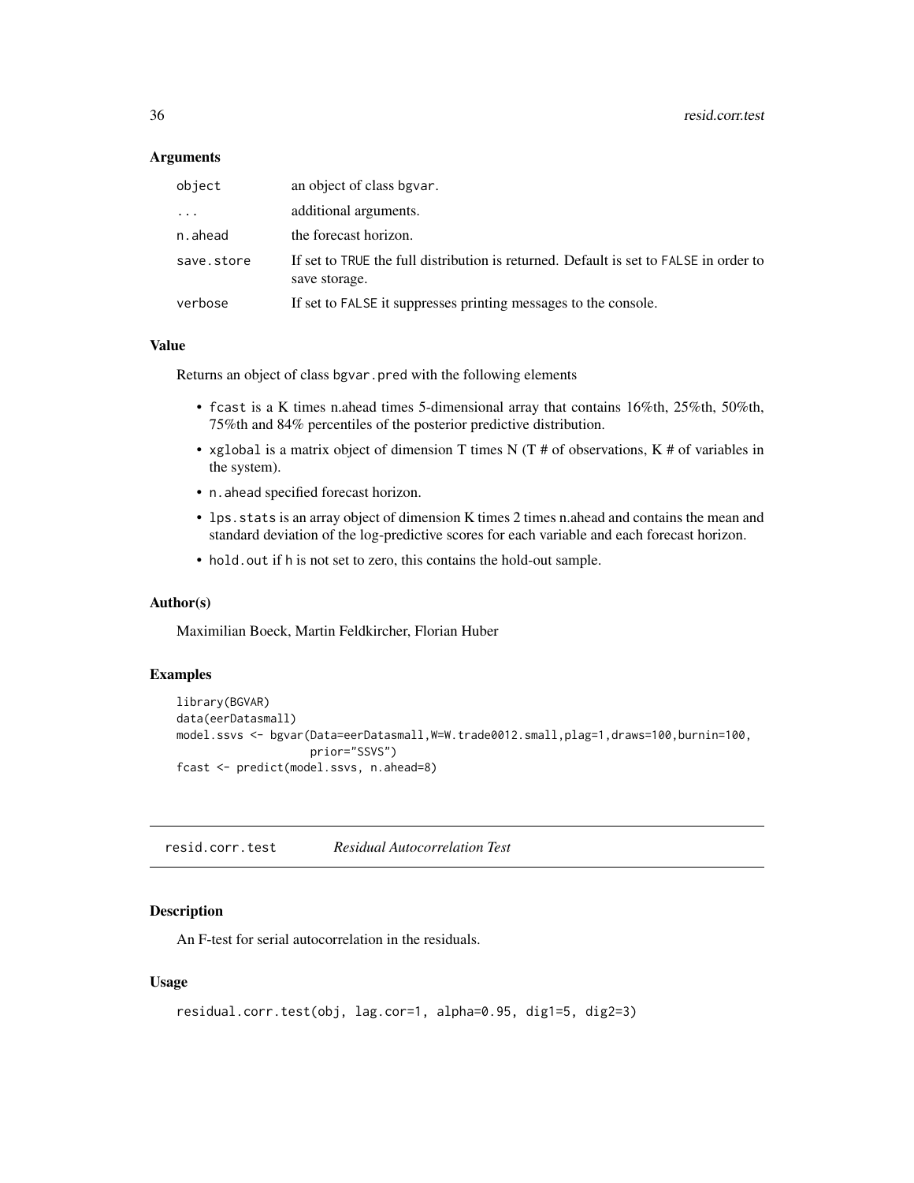### Arguments

| | |
|---|---|
| `object` | an object of class `bgvar`. |
| `...` | additional arguments. |
| `n.ahead` | the forecast horizon. |
| `save.store` | If set to `TRUE` the full distribution is returned. Default is set to `FALSE` in order to save storage. |
| `verbose` | If set to `FALSE` it suppresses printing messages to the console. |

### Value

Returns an object of class `bgvar.pred` with the following elements

- `fcast` is a K times n.ahead times 5-dimensional array that contains 16%th, 25%th, 50%th, 75%th and 84% percentiles of the posterior predictive distribution.
- `xglobal` is a matrix object of dimension T times N (T # of observations, K # of variables in the system).
- `n.ahead` specified forecast horizon.
- `lps.stats` is an array object of dimension K times 2 times n.ahead and contains the mean and standard deviation of the log-predictive scores for each variable and each forecast horizon.
- `hold.out` if h is not set to zero, this contains the hold-out sample.

### Author(s)

Maximilian Boeck, Martin Feldkircher, Florian Huber

### Examples

```
library(BGVAR)
data(eerDatasmall)
model.ssvs <- bgvar(Data=eerDatasmall,W=W.trade0012.small,plag=1,draws=100,burnin=100,
                    prior="SSVS")
fcast <- predict(model.ssvs, n.ahead=8)
```

---

## `resid.corr.test` *Residual Autocorrelation Test*

### Description

An F-test for serial autocorrelation in the residuals.

### Usage

```
residual.corr.test(obj, lag.cor=1, alpha=0.95, dig1=5, dig2=3)
```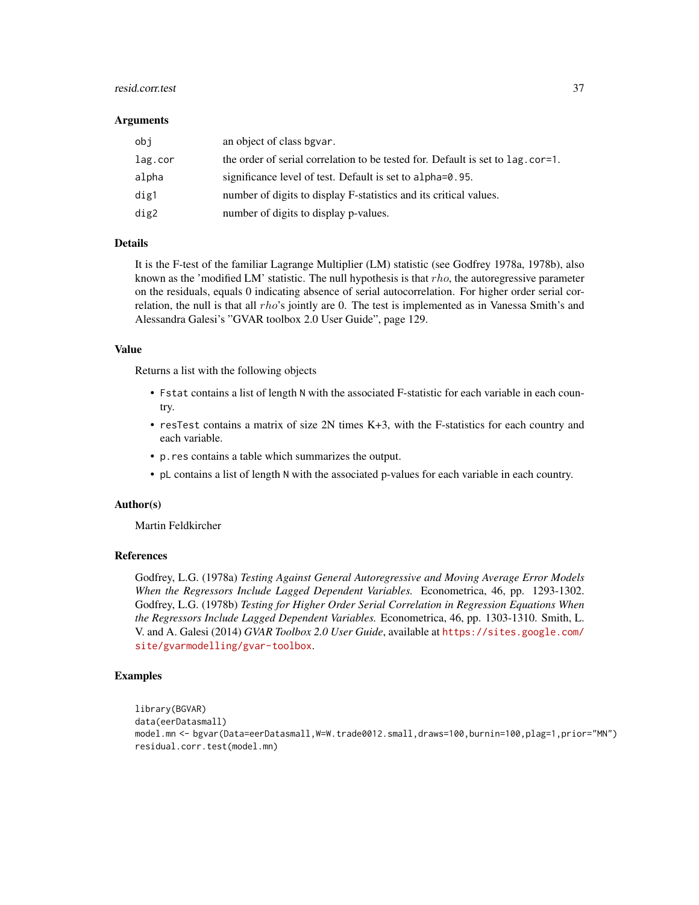### Arguments

| | |
|---|---|
| `obj` | an object of class `bgvar`. |
| `lag.cor` | the order of serial correlation to be tested for. Default is set to `lag.cor=1`. |
| `alpha` | significance level of test. Default is set to `alpha=0.95`. |
| `dig1` | number of digits to display F-statistics and its critical values. |
| `dig2` | number of digits to display p-values. |

### Details

It is the F-test of the familiar Lagrange Multiplier (LM) statistic (see Godfrey 1978a, 1978b), also known as the 'modified LM' statistic. The null hypothesis is that $rho$, the autoregressive parameter on the residuals, equals 0 indicating absence of serial autocorrelation. For higher order serial correlation, the null is that all $rho$'s jointly are 0. The test is implemented as in Vanessa Smith's and Alessandra Galesi's "GVAR toolbox 2.0 User Guide", page 129.

### Value

Returns a list with the following objects

- `Fstat` contains a list of length `N` with the associated F-statistic for each variable in each country.
- `resTest` contains a matrix of size 2N times K+3, with the F-statistics for each country and each variable.
- `p.res` contains a table which summarizes the output.
- `pL` contains a list of length `N` with the associated p-values for each variable in each country.

### Author(s)

Martin Feldkircher

### References

Godfrey, L.G. (1978a) *Testing Against General Autoregressive and Moving Average Error Models When the Regressors Include Lagged Dependent Variables.* Econometrica, 46, pp. 1293-1302. Godfrey, L.G. (1978b) *Testing for Higher Order Serial Correlation in Regression Equations When the Regressors Include Lagged Dependent Variables.* Econometrica, 46, pp. 1303-1310. Smith, L. V. and A. Galesi (2014) *GVAR Toolbox 2.0 User Guide*, available at https://sites.google.com/site/gvarmodelling/gvar-toolbox.

### Examples

```
library(BGVAR)
data(eerDatasmall)
model.mn <- bgvar(Data=eerDatasmall,W=W.trade0012.small,draws=100,burnin=100,plag=1,prior="MN")
residual.corr.test(model.mn)
```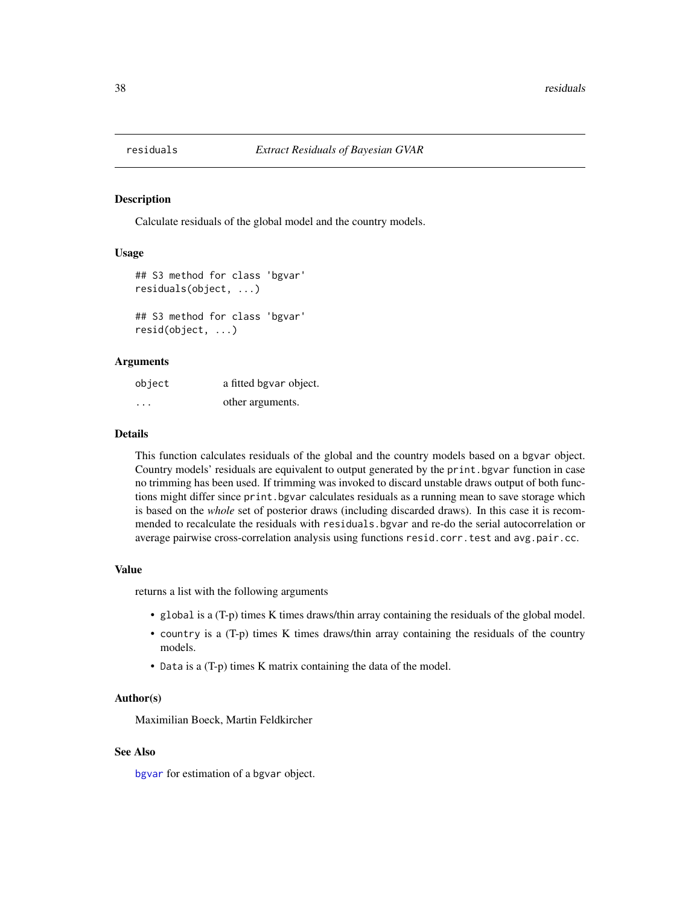# residuals — *Extract Residuals of Bayesian GVAR*

## Description

Calculate residuals of the global model and the country models.

## Usage

```
## S3 method for class 'bgvar'
residuals(object, ...)

## S3 method for class 'bgvar'
resid(object, ...)
```

## Arguments

| | |
|---|---|
| `object` | a fitted `bgvar` object. |
| `...` | other arguments. |

## Details

This function calculates residuals of the global and the country models based on a `bgvar` object. Country models' residuals are equivalent to output generated by the `print.bgvar` function in case no trimming has been used. If trimming was invoked to discard unstable draws output of both functions might differ since `print.bgvar` calculates residuals as a running mean to save storage which is based on the *whole* set of posterior draws (including discarded draws). In this case it is recommended to recalculate the residuals with `residuals.bgvar` and re-do the serial autocorrelation or average pairwise cross-correlation analysis using functions `resid.corr.test` and `avg.pair.cc`.

## Value

returns a list with the following arguments

- `global` is a (T-p) times K times draws/thin array containing the residuals of the global model.
- `country` is a (T-p) times K times draws/thin array containing the residuals of the country models.
- `Data` is a (T-p) times K matrix containing the data of the model.

## Author(s)

Maximilian Boeck, Martin Feldkircher

## See Also

`bgvar` for estimation of a `bgvar` object.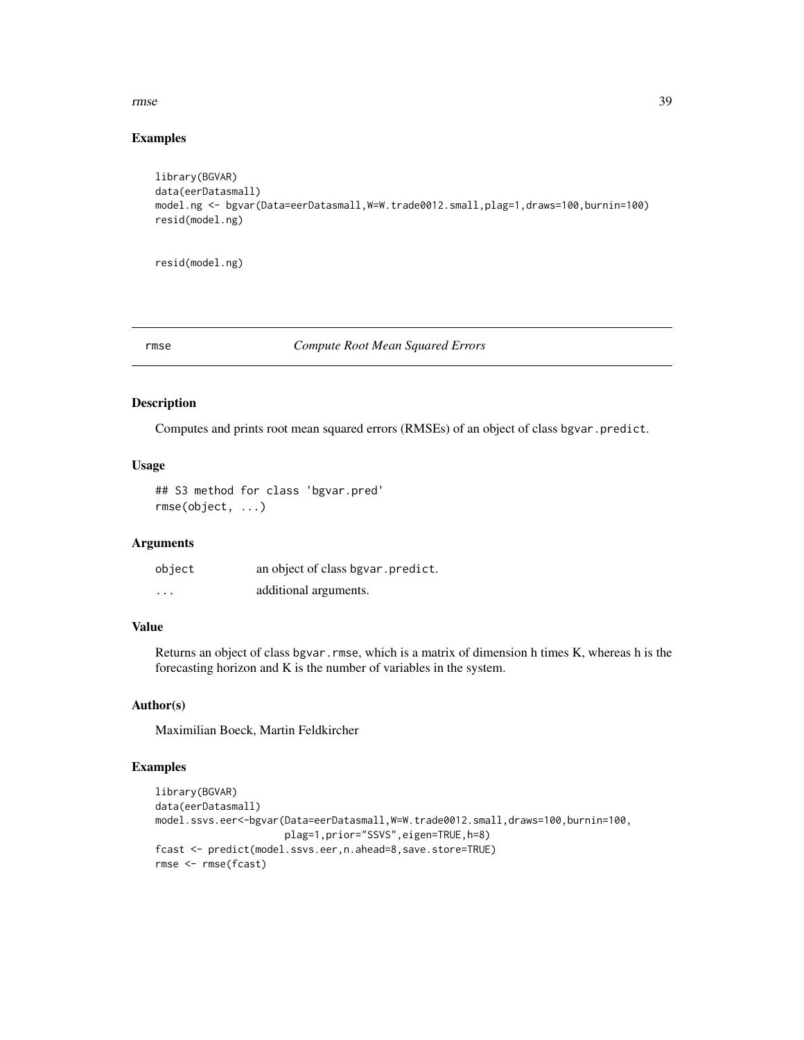## Examples

```
library(BGVAR)
data(eerDatasmall)
model.ng <- bgvar(Data=eerDatasmall,W=W.trade0012.small,plag=1,draws=100,burnin=100)
resid(model.ng)


resid(model.ng)
```

---

# rmse &nbsp;&nbsp;&nbsp;&nbsp;&nbsp;&nbsp;&nbsp; *Compute Root Mean Squared Errors*

---

## Description

Computes and prints root mean squared errors (RMSEs) of an object of class `bgvar.predict`.

## Usage

```
## S3 method for class 'bgvar.pred'
rmse(object, ...)
```

## Arguments

| | |
|---|---|
| object | an object of class `bgvar.predict`. |
| ... | additional arguments. |

## Value

Returns an object of class `bgvar.rmse`, which is a matrix of dimension h times K, whereas h is the forecasting horizon and K is the number of variables in the system.

## Author(s)

Maximilian Boeck, Martin Feldkircher

## Examples

```
library(BGVAR)
data(eerDatasmall)
model.ssvs.eer<-bgvar(Data=eerDatasmall,W=W.trade0012.small,draws=100,burnin=100,
                      plag=1,prior="SSVS",eigen=TRUE,h=8)
fcast <- predict(model.ssvs.eer,n.ahead=8,save.store=TRUE)
rmse <- rmse(fcast)
```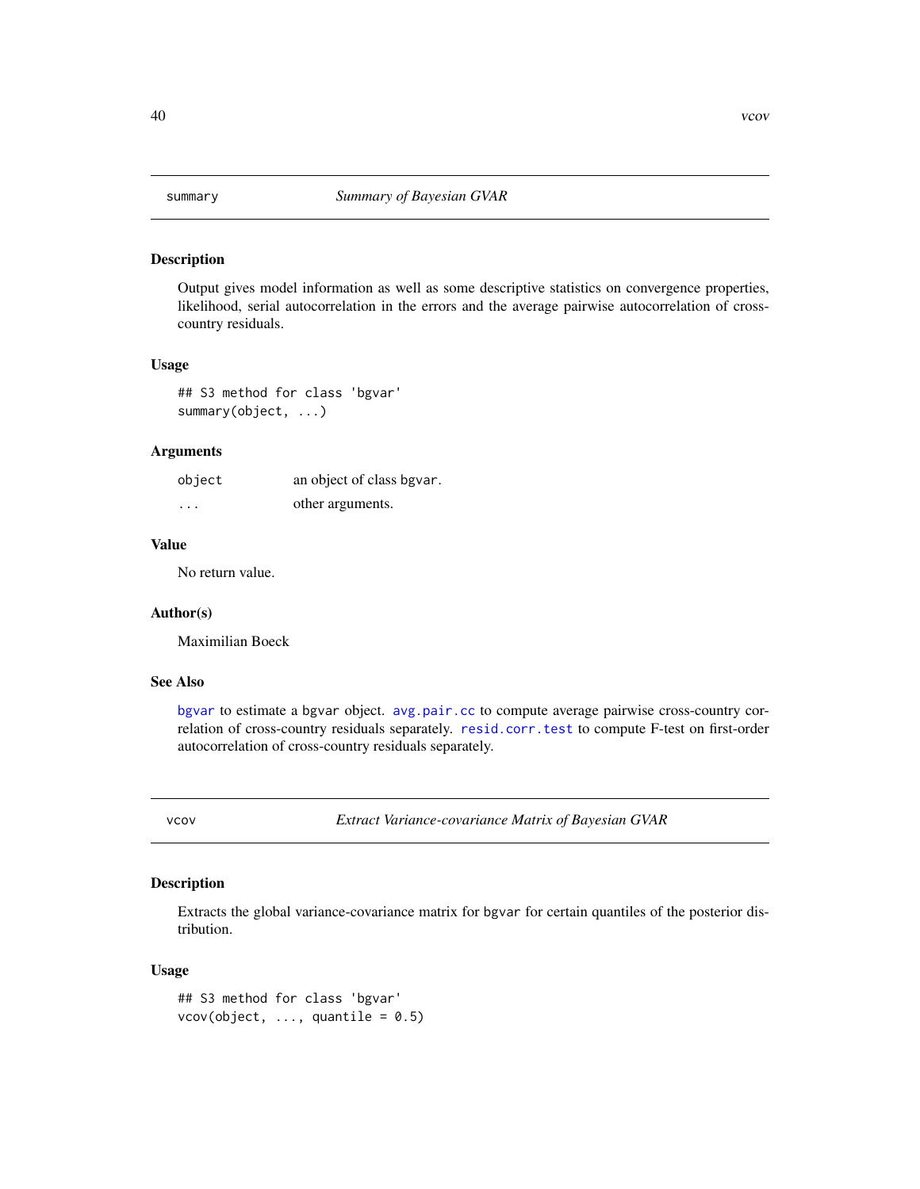## summary — *Summary of Bayesian GVAR*

### Description

Output gives model information as well as some descriptive statistics on convergence properties, likelihood, serial autocorrelation in the errors and the average pairwise autocorrelation of cross-country residuals.

### Usage

```
## S3 method for class 'bgvar'
summary(object, ...)
```

### Arguments

| | |
|---|---|
| `object` | an object of class `bgvar`. |
| `...` | other arguments. |

### Value

No return value.

### Author(s)

Maximilian Boeck

### See Also

`bgvar` to estimate a `bgvar` object. `avg.pair.cc` to compute average pairwise cross-country correlation of cross-country residuals separately. `resid.corr.test` to compute F-test on first-order autocorrelation of cross-country residuals separately.

## vcov — *Extract Variance-covariance Matrix of Bayesian GVAR*

### Description

Extracts the global variance-covariance matrix for `bgvar` for certain quantiles of the posterior distribution.

### Usage

```
## S3 method for class 'bgvar'
vcov(object, ..., quantile = 0.5)
```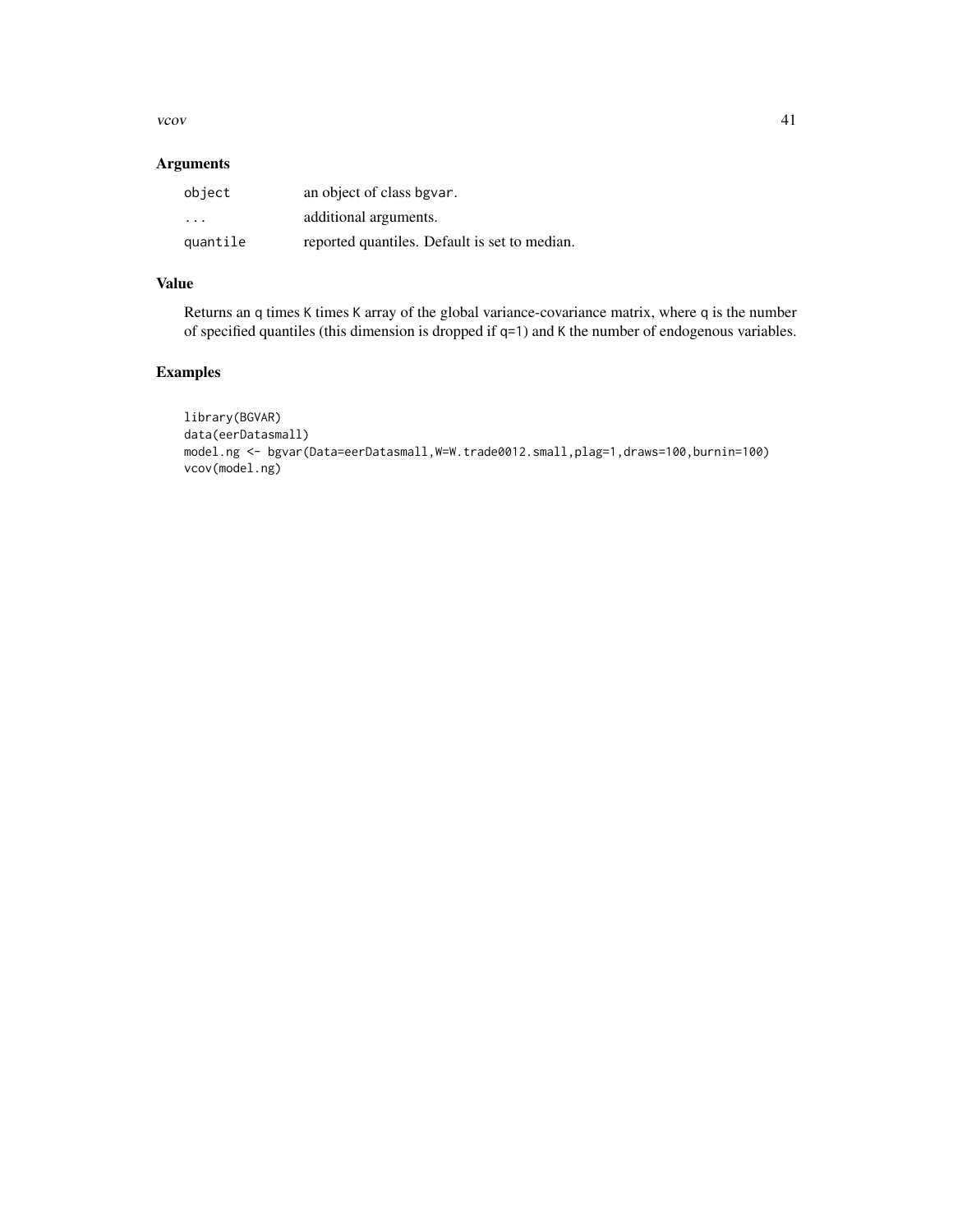## Arguments

| | |
|---|---|
| `object` | an object of class `bgvar`. |
| `...` | additional arguments. |
| `quantile` | reported quantiles. Default is set to median. |

## Value

Returns an `q` times `K` times `K` array of the global variance-covariance matrix, where `q` is the number of specified quantiles (this dimension is dropped if `q=1`) and `K` the number of endogenous variables.

## Examples

```
library(BGVAR)
data(eerDatasmall)
model.ng <- bgvar(Data=eerDatasmall,W=W.trade0012.small,plag=1,draws=100,burnin=100)
vcov(model.ng)
```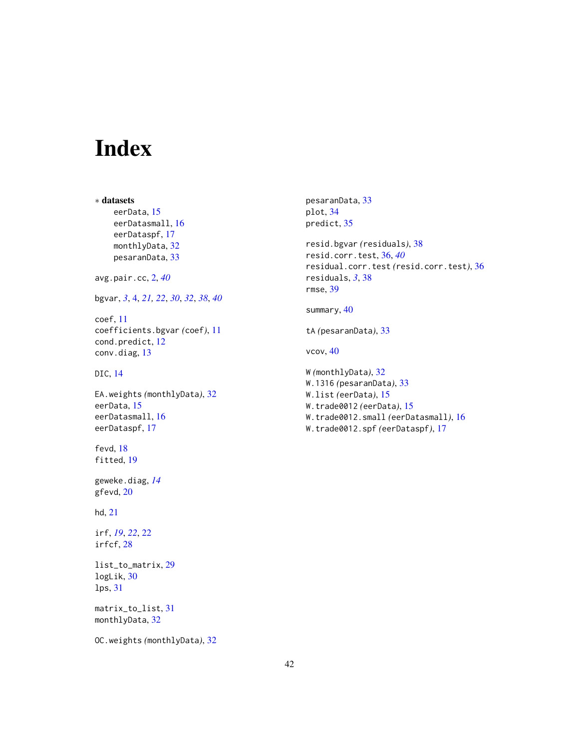# Index

∗ **datasets**

eerData, 15
eerDatasmall, 16
eerDataspf, 17
monthlyData, 32
pesaranData, 33

avg.pair.cc, 2, *40*

bgvar, *3*, 4, *21, 22*, *30*, *32*, *38*, *40*

coef, 11
coefficients.bgvar *(*coef*)*, 11
cond.predict, 12
conv.diag, 13

DIC, 14

EA.weights *(*monthlyData*)*, 32
eerData, 15
eerDatasmall, 16
eerDataspf, 17

fevd, 18
fitted, 19

geweke.diag, *14*
gfevd, 20

hd, 21

irf, *19*, *22*, 22
irfcf, 28

list_to_matrix, 29
logLik, 30
lps, 31

matrix_to_list, 31
monthlyData, 32

OC.weights *(*monthlyData*)*, 32

pesaranData, 33
plot, 34
predict, 35

resid.bgvar *(*residuals*)*, 38
resid.corr.test, 36, *40*
residual.corr.test *(*resid.corr.test*)*, 36
residuals, *3*, 38
rmse, 39

summary, 40

tA *(*pesaranData*)*, 33

vcov, 40

W *(*monthlyData*)*, 32
W.1316 *(*pesaranData*)*, 33
W.list *(*eerData*)*, 15
W.trade0012 *(*eerData*)*, 15
W.trade0012.small *(*eerDatasmall*)*, 16
W.trade0012.spf *(*eerDataspf*)*, 17